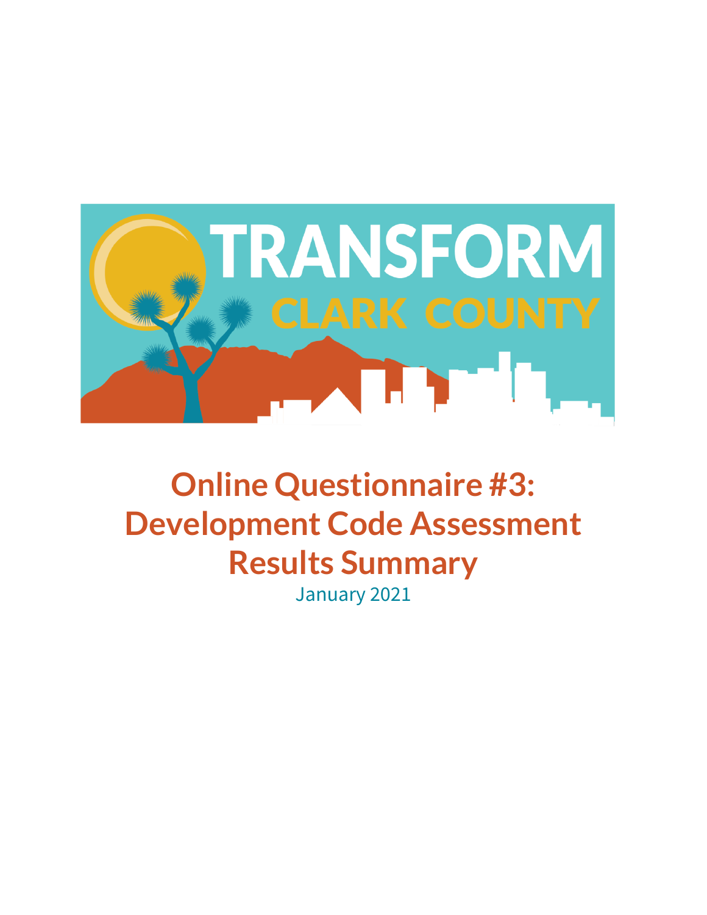TRANSFORM

CLARK COUNTY

# Online Questionnaire #3: Development Code Assessment Results Summary

January 2021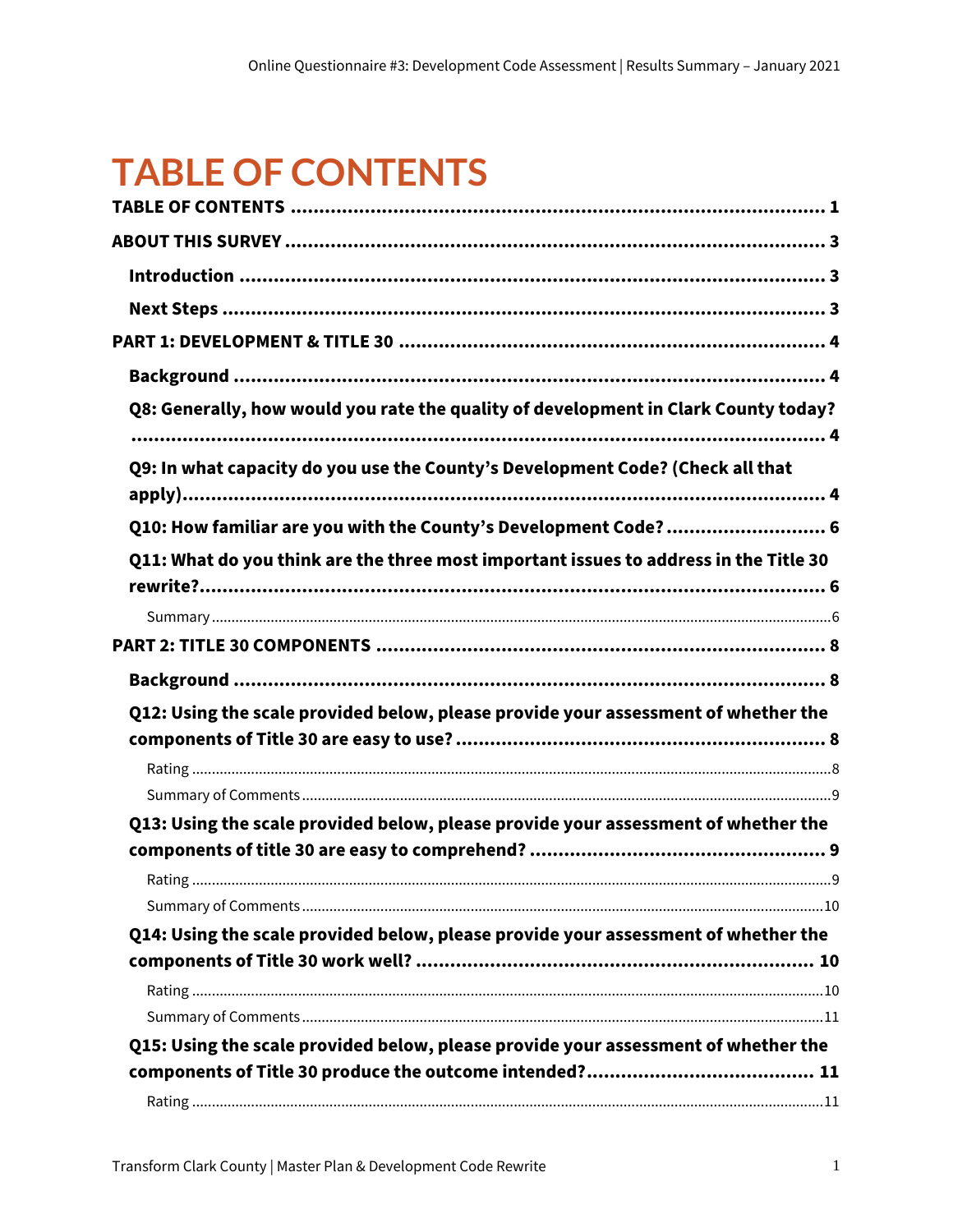# TABLE OF CONTENTS

**TABLE OF CONTENTS** ........................................................................................ **1**

**ABOUT THIS SURVEY** ........................................................................................ **3**

- **Introduction** ........................................................................................ **3**
- **Next Steps** ........................................................................................ **3**

**PART 1: DEVELOPMENT & TITLE 30** ........................................................................................ **4**

- **Background** ........................................................................................ **4**
- **Q8: Generally, how would you rate the quality of development in Clark County today?** ........................................................................................ **4**
- **Q9: In what capacity do you use the County's Development Code? (Check all that apply)** ........................................................................................ **4**
- **Q10: How familiar are you with the County's Development Code?** ........................................................................................ **6**
- **Q11: What do you think are the three most important issues to address in the Title 30 rewrite?** ........................................................................................ **6**
  - Summary ........................................................................................ 6

**PART 2: TITLE 30 COMPONENTS** ........................................................................................ **8**

- **Background** ........................................................................................ **8**
- **Q12: Using the scale provided below, please provide your assessment of whether the components of Title 30 are easy to use?** ........................................................................................ **8**
  - Rating ........................................................................................ 8
  - Summary of Comments ........................................................................................ 9
- **Q13: Using the scale provided below, please provide your assessment of whether the components of title 30 are easy to comprehend?** ........................................................................................ **9**
  - Rating ........................................................................................ 9
  - Summary of Comments ........................................................................................ 10
- **Q14: Using the scale provided below, please provide your assessment of whether the components of Title 30 work well?** ........................................................................................ **10**
  - Rating ........................................................................................ 10
  - Summary of Comments ........................................................................................ 11
- **Q15: Using the scale provided below, please provide your assessment of whether the components of Title 30 produce the outcome intended?** ........................................................................................ **11**
  - Rating ........................................................................................ 11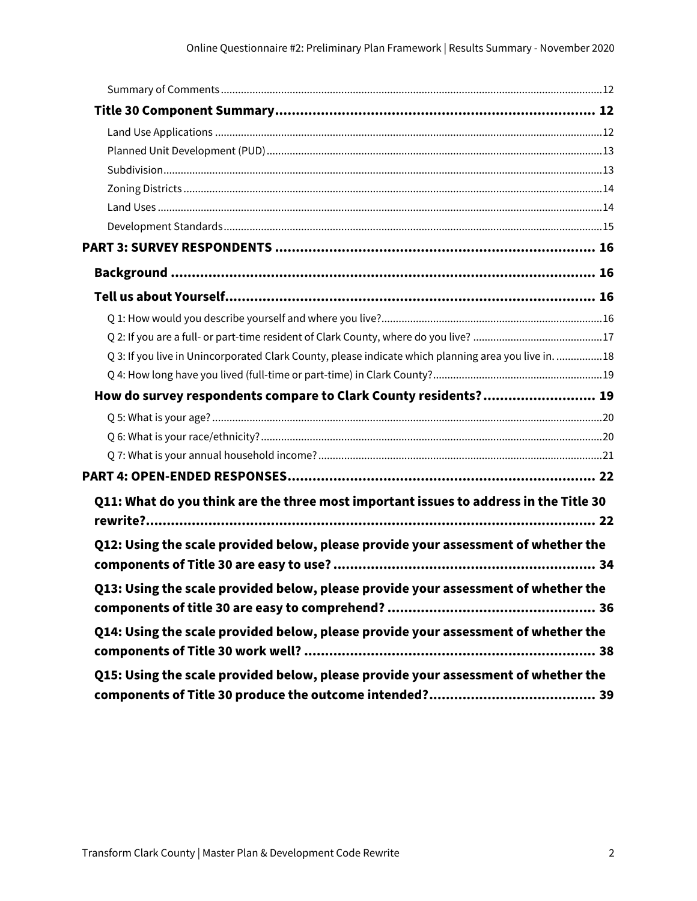- Summary of Comments ..... 12

**Title 30 Component Summary ..... 12**

- Land Use Applications ..... 12
- Planned Unit Development (PUD) ..... 13
- Subdivision ..... 13
- Zoning Districts ..... 14
- Land Uses ..... 14
- Development Standards ..... 15

**PART 3: SURVEY RESPONDENTS ..... 16**

**Background ..... 16**

**Tell us about Yourself ..... 16**

- Q 1: How would you describe yourself and where you live? ..... 16
- Q 2: If you are a full- or part-time resident of Clark County, where do you live? ..... 17
- Q 3: If you live in Unincorporated Clark County, please indicate which planning area you live in. ..... 18
- Q 4: How long have you lived (full-time or part-time) in Clark County? ..... 19

**How do survey respondents compare to Clark County residents? ..... 19**

- Q 5: What is your age? ..... 20
- Q 6: What is your race/ethnicity? ..... 20
- Q 7: What is your annual household income? ..... 21

**PART 4: OPEN-ENDED RESPONSES ..... 22**

**Q11: What do you think are the three most important issues to address in the Title 30 rewrite? ..... 22**

**Q12: Using the scale provided below, please provide your assessment of whether the components of Title 30 are easy to use? ..... 34**

**Q13: Using the scale provided below, please provide your assessment of whether the components of title 30 are easy to comprehend? ..... 36**

**Q14: Using the scale provided below, please provide your assessment of whether the components of Title 30 work well? ..... 38**

**Q15: Using the scale provided below, please provide your assessment of whether the components of Title 30 produce the outcome intended? ..... 39**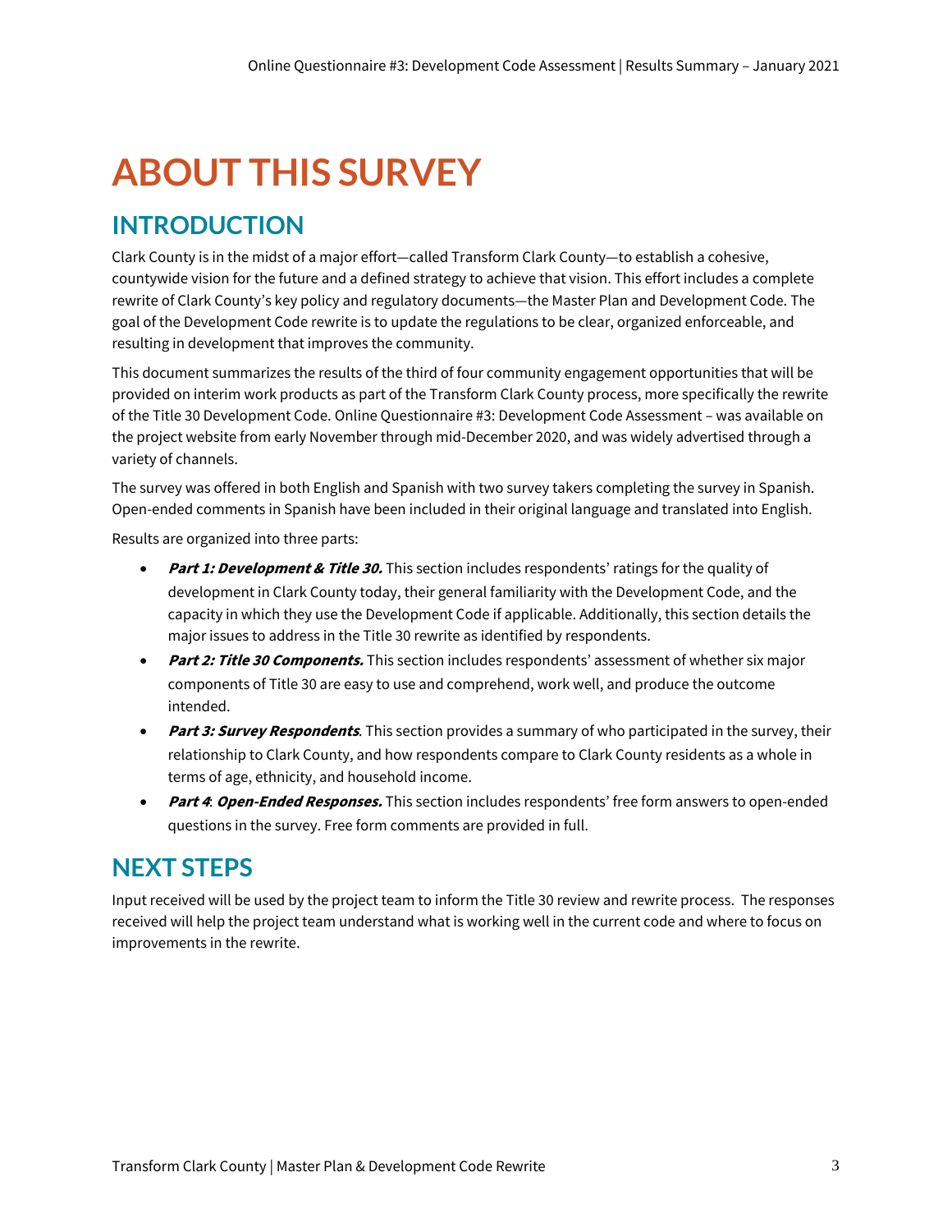# ABOUT THIS SURVEY

## INTRODUCTION

Clark County is in the midst of a major effort—called Transform Clark County—to establish a cohesive, countywide vision for the future and a defined strategy to achieve that vision. This effort includes a complete rewrite of Clark County's key policy and regulatory documents—the Master Plan and Development Code. The goal of the Development Code rewrite is to update the regulations to be clear, organized enforceable, and resulting in development that improves the community.

This document summarizes the results of the third of four community engagement opportunities that will be provided on interim work products as part of the Transform Clark County process, more specifically the rewrite of the Title 30 Development Code. Online Questionnaire #3: Development Code Assessment – was available on the project website from early November through mid-December 2020, and was widely advertised through a variety of channels.

The survey was offered in both English and Spanish with two survey takers completing the survey in Spanish. Open-ended comments in Spanish have been included in their original language and translated into English.

Results are organized into three parts:

- ***Part 1: Development & Title 30.*** This section includes respondents' ratings for the quality of development in Clark County today, their general familiarity with the Development Code, and the capacity in which they use the Development Code if applicable. Additionally, this section details the major issues to address in the Title 30 rewrite as identified by respondents.
- ***Part 2: Title 30 Components.*** This section includes respondents' assessment of whether six major components of Title 30 are easy to use and comprehend, work well, and produce the outcome intended.
- ***Part 3: Survey Respondents***. This section provides a summary of who participated in the survey, their relationship to Clark County, and how respondents compare to Clark County residents as a whole in terms of age, ethnicity, and household income.
- ***Part 4***: ***Open-Ended Responses.*** This section includes respondents' free form answers to open-ended questions in the survey. Free form comments are provided in full.

## NEXT STEPS

Input received will be used by the project team to inform the Title 30 review and rewrite process. The responses received will help the project team understand what is working well in the current code and where to focus on improvements in the rewrite.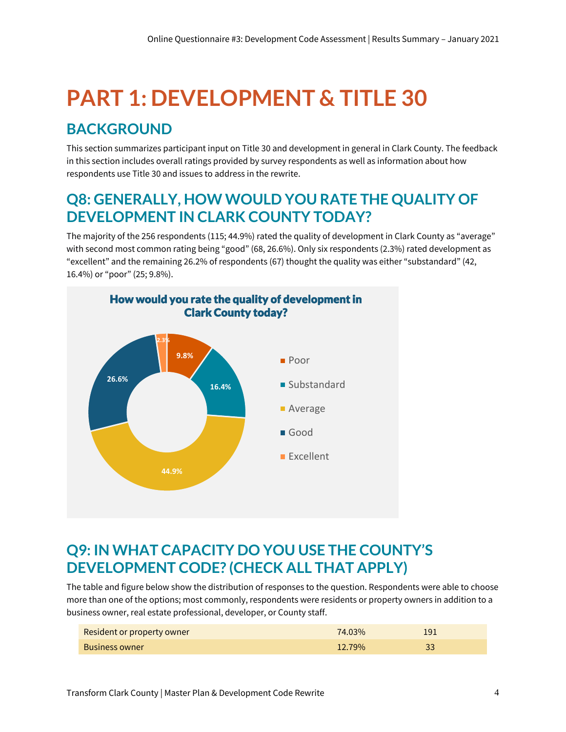# PART 1: DEVELOPMENT & TITLE 30

## BACKGROUND

This section summarizes participant input on Title 30 and development in general in Clark County. The feedback in this section includes overall ratings provided by survey respondents as well as information about how respondents use Title 30 and issues to address in the rewrite.

## Q8: GENERALLY, HOW WOULD YOU RATE THE QUALITY OF DEVELOPMENT IN CLARK COUNTY TODAY?

The majority of the 256 respondents (115; 44.9%) rated the quality of development in Clark County as "average" with second most common rating being "good" (68, 26.6%). Only six respondents (2.3%) rated development as "excellent" and the remaining 26.2% of respondents (67) thought the quality was either "substandard" (42, 16.4%) or "poor" (25; 9.8%).

**How would you rate the quality of development in Clark County today?**

| Rating | Percent |
|---|---|
| Poor | 9.8% |
| Substandard | 16.4% |
| Average | 44.9% |
| Good | 26.6% |
| Excellent | 2.3% |

## Q9: IN WHAT CAPACITY DO YOU USE THE COUNTY'S DEVELOPMENT CODE? (CHECK ALL THAT APPLY)

The table and figure below show the distribution of responses to the question. Respondents were able to choose more than one of the options; most commonly, respondents were residents or property owners in addition to a business owner, real estate professional, developer, or County staff.

| | | |
|---|---|---|
| Resident or property owner | 74.03% | 191 |
| Business owner | 12.79% | 33 |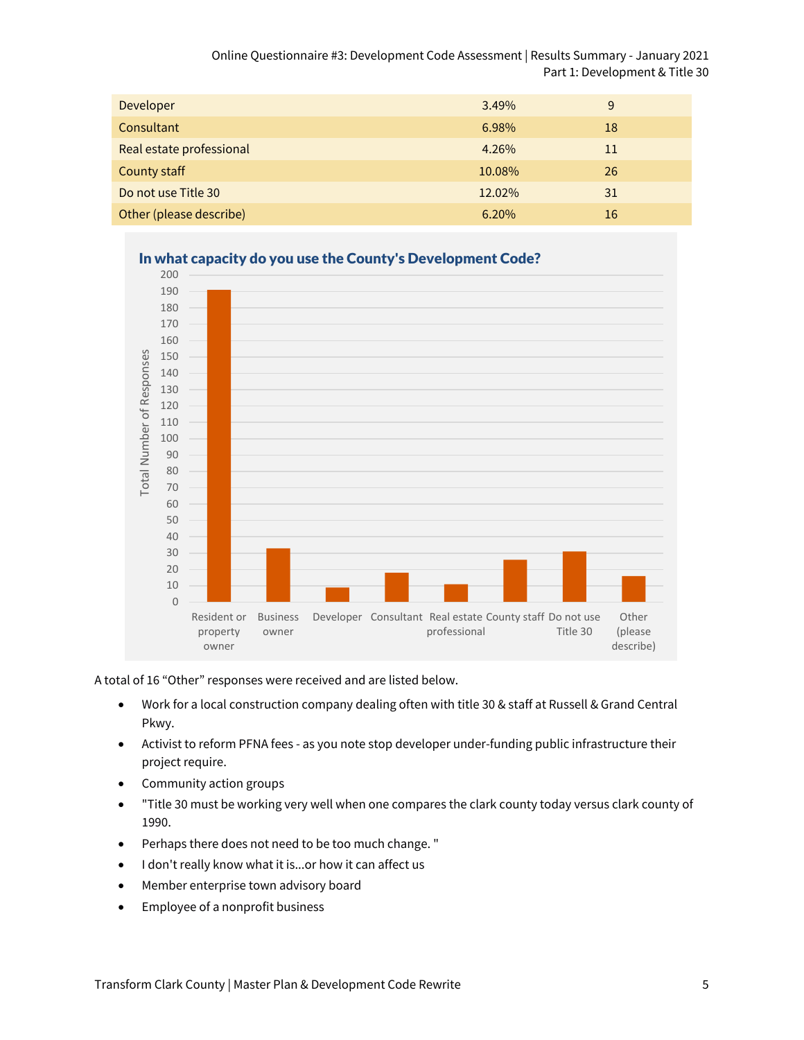| Developer | 3.49% | 9 |
|---|---|---|
| Consultant | 6.98% | 18 |
| Real estate professional | 4.26% | 11 |
| County staff | 10.08% | 26 |
| Do not use Title 30 | 12.02% | 31 |
| Other (please describe) | 6.20% | 16 |

**In what capacity do you use the County's Development Code?**

| Response | Total Number of Responses |
|---|---|
| Resident or property owner | 191 |
| Business owner | 33 |
| Developer | 9 |
| Consultant | 18 |
| Real estate professional | 11 |
| County staff | 26 |
| Do not use Title 30 | 31 |
| Other (please describe) | 16 |

A total of 16 "Other" responses were received and are listed below.

- Work for a local construction company dealing often with title 30 & staff at Russell & Grand Central Pkwy.
- Activist to reform PFNA fees - as you note stop developer under-funding public infrastructure their project require.
- Community action groups
- "Title 30 must be working very well when one compares the clark county today versus clark county of 1990.
- Perhaps there does not need to be too much change. "
- I don't really know what it is...or how it can affect us
- Member enterprise town advisory board
- Employee of a nonprofit business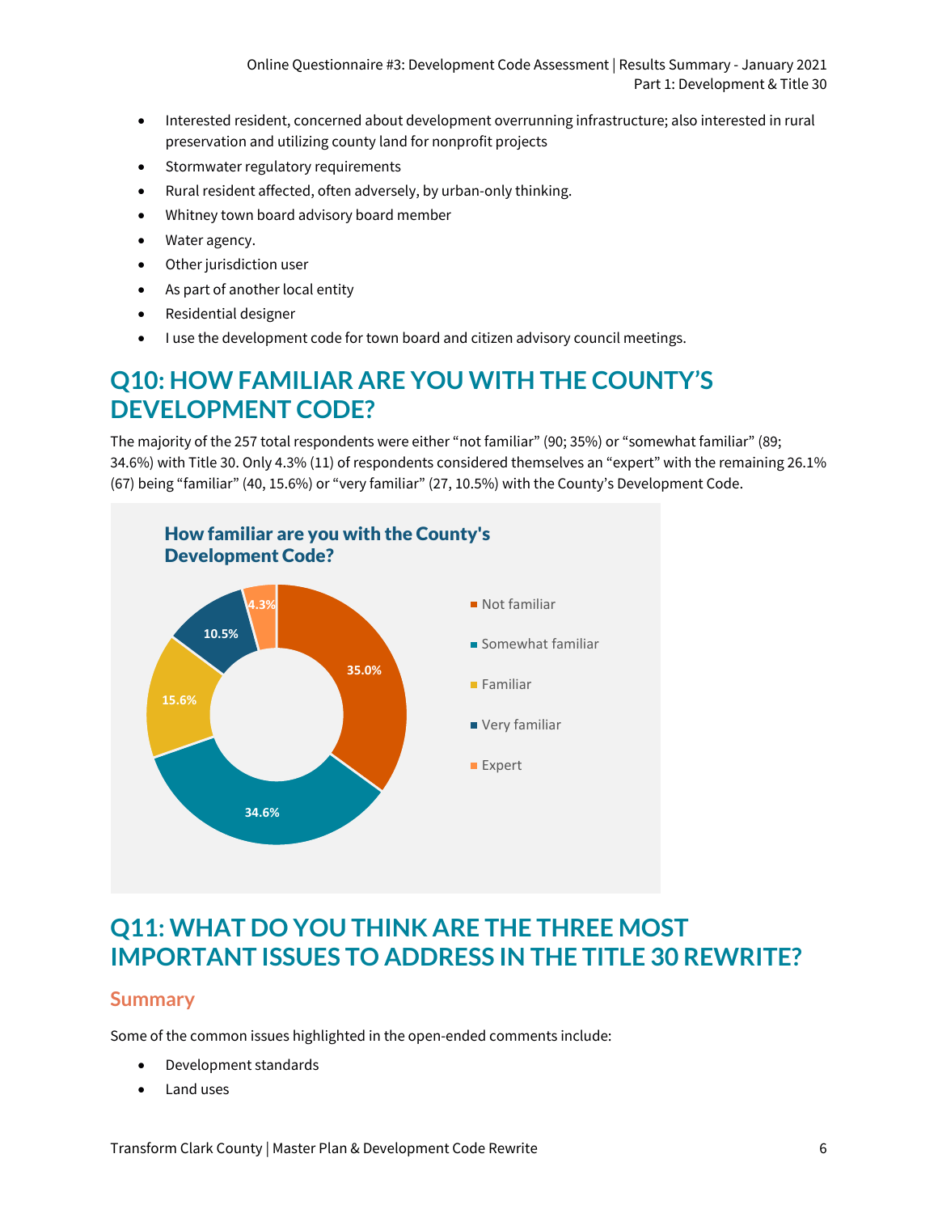- Interested resident, concerned about development overrunning infrastructure; also interested in rural preservation and utilizing county land for nonprofit projects
- Stormwater regulatory requirements
- Rural resident affected, often adversely, by urban-only thinking.
- Whitney town board advisory board member
- Water agency.
- Other jurisdiction user
- As part of another local entity
- Residential designer
- I use the development code for town board and citizen advisory council meetings.

## Q10: HOW FAMILIAR ARE YOU WITH THE COUNTY'S DEVELOPMENT CODE?

The majority of the 257 total respondents were either "not familiar" (90; 35%) or "somewhat familiar" (89; 34.6%) with Title 30. Only 4.3% (11) of respondents considered themselves an "expert" with the remaining 26.1% (67) being "familiar" (40, 15.6%) or "very familiar" (27, 10.5%) with the County's Development Code.

**How familiar are you with the County's Development Code?**

| Response | Percent |
| --- | --- |
| Not familiar | 35.0% |
| Somewhat familiar | 34.6% |
| Familiar | 15.6% |
| Very familiar | 10.5% |
| Expert | 4.3% |

## Q11: WHAT DO YOU THINK ARE THE THREE MOST IMPORTANT ISSUES TO ADDRESS IN THE TITLE 30 REWRITE?

### Summary

Some of the common issues highlighted in the open-ended comments include:

- Development standards
- Land uses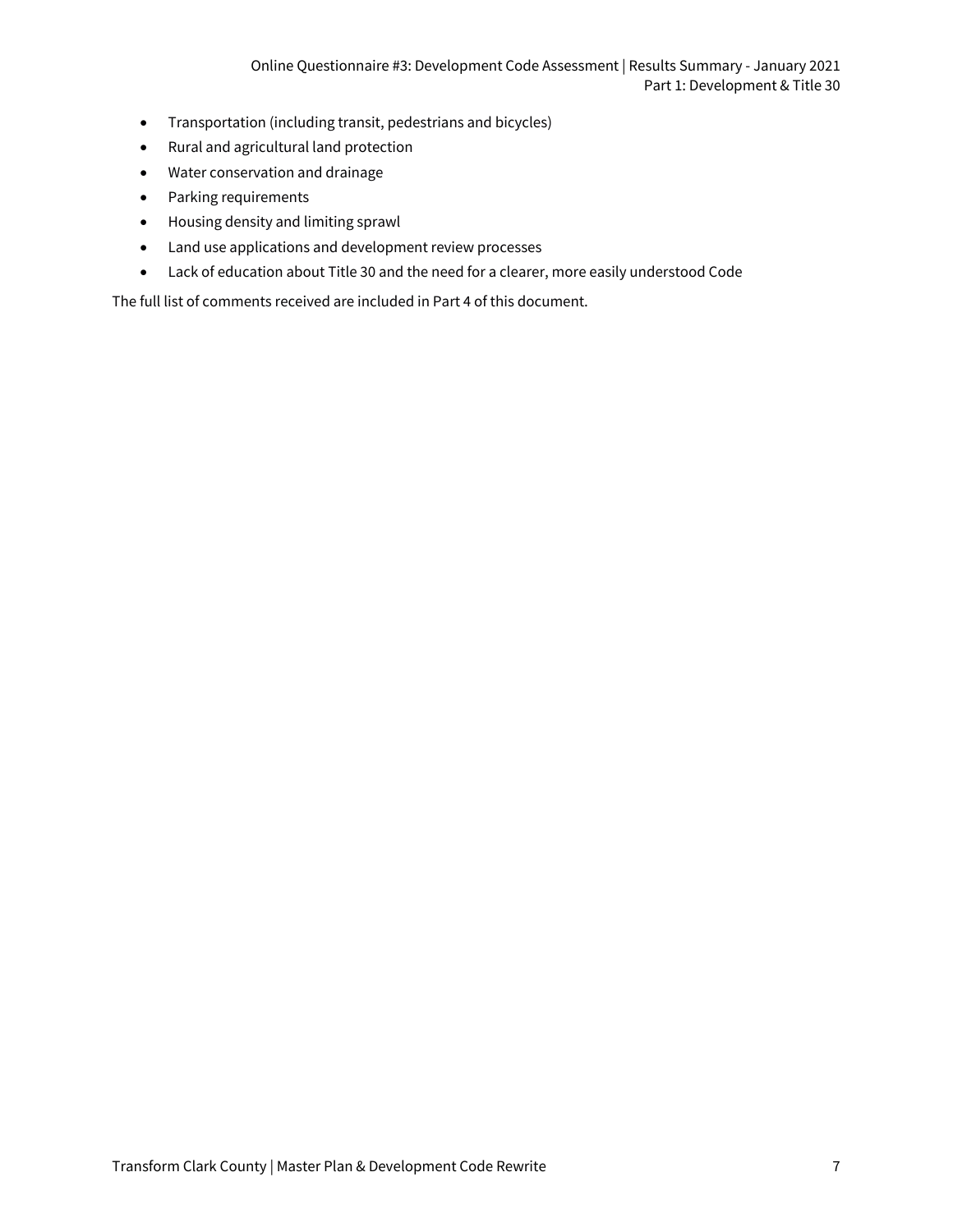- Transportation (including transit, pedestrians and bicycles)
- Rural and agricultural land protection
- Water conservation and drainage
- Parking requirements
- Housing density and limiting sprawl
- Land use applications and development review processes
- Lack of education about Title 30 and the need for a clearer, more easily understood Code

The full list of comments received are included in Part 4 of this document.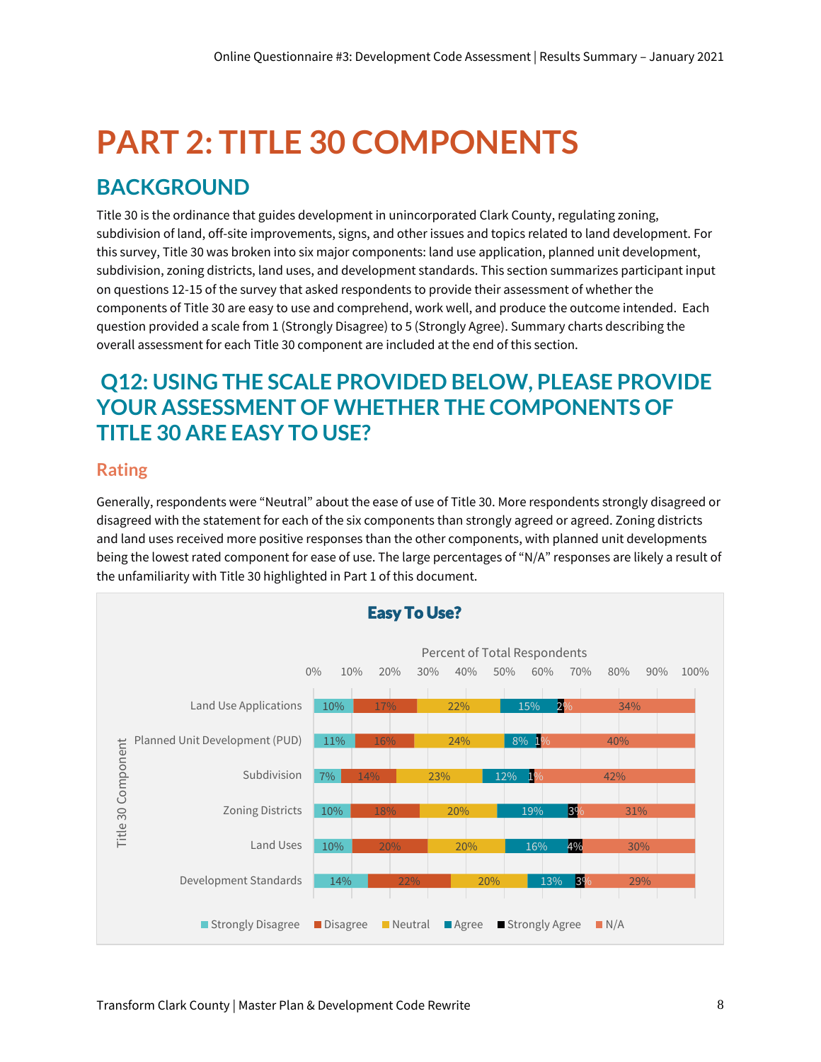# PART 2: TITLE 30 COMPONENTS

## BACKGROUND

Title 30 is the ordinance that guides development in unincorporated Clark County, regulating zoning, subdivision of land, off-site improvements, signs, and other issues and topics related to land development. For this survey, Title 30 was broken into six major components: land use application, planned unit development, subdivision, zoning districts, land uses, and development standards. This section summarizes participant input on questions 12-15 of the survey that asked respondents to provide their assessment of whether the components of Title 30 are easy to use and comprehend, work well, and produce the outcome intended. Each question provided a scale from 1 (Strongly Disagree) to 5 (Strongly Agree). Summary charts describing the overall assessment for each Title 30 component are included at the end of this section.

## Q12: USING THE SCALE PROVIDED BELOW, PLEASE PROVIDE YOUR ASSESSMENT OF WHETHER THE COMPONENTS OF TITLE 30 ARE EASY TO USE?

### Rating

Generally, respondents were "Neutral" about the ease of use of Title 30. More respondents strongly disagreed or disagreed with the statement for each of the six components than strongly agreed or agreed. Zoning districts and land uses received more positive responses than the other components, with planned unit developments being the lowest rated component for ease of use. The large percentages of "N/A" responses are likely a result of the unfamiliarity with Title 30 highlighted in Part 1 of this document.

**Easy To Use?**

Percent of Total Respondents

| Title 30 Component | Strongly Disagree | Disagree | Neutral | Agree | Strongly Agree | N/A |
|---|---|---|---|---|---|---|
| Land Use Applications | 10% | 17% | 22% | 15% | 2% | 34% |
| Planned Unit Development (PUD) | 11% | 16% | 24% | 8% | 1% | 40% |
| Subdivision | 7% | 14% | 23% | 12% | 1% | 42% |
| Zoning Districts | 10% | 18% | 20% | 19% | 3% | 31% |
| Land Uses | 10% | 20% | 20% | 16% | 4% | 30% |
| Development Standards | 14% | 22% | 20% | 13% | 3% | 29% |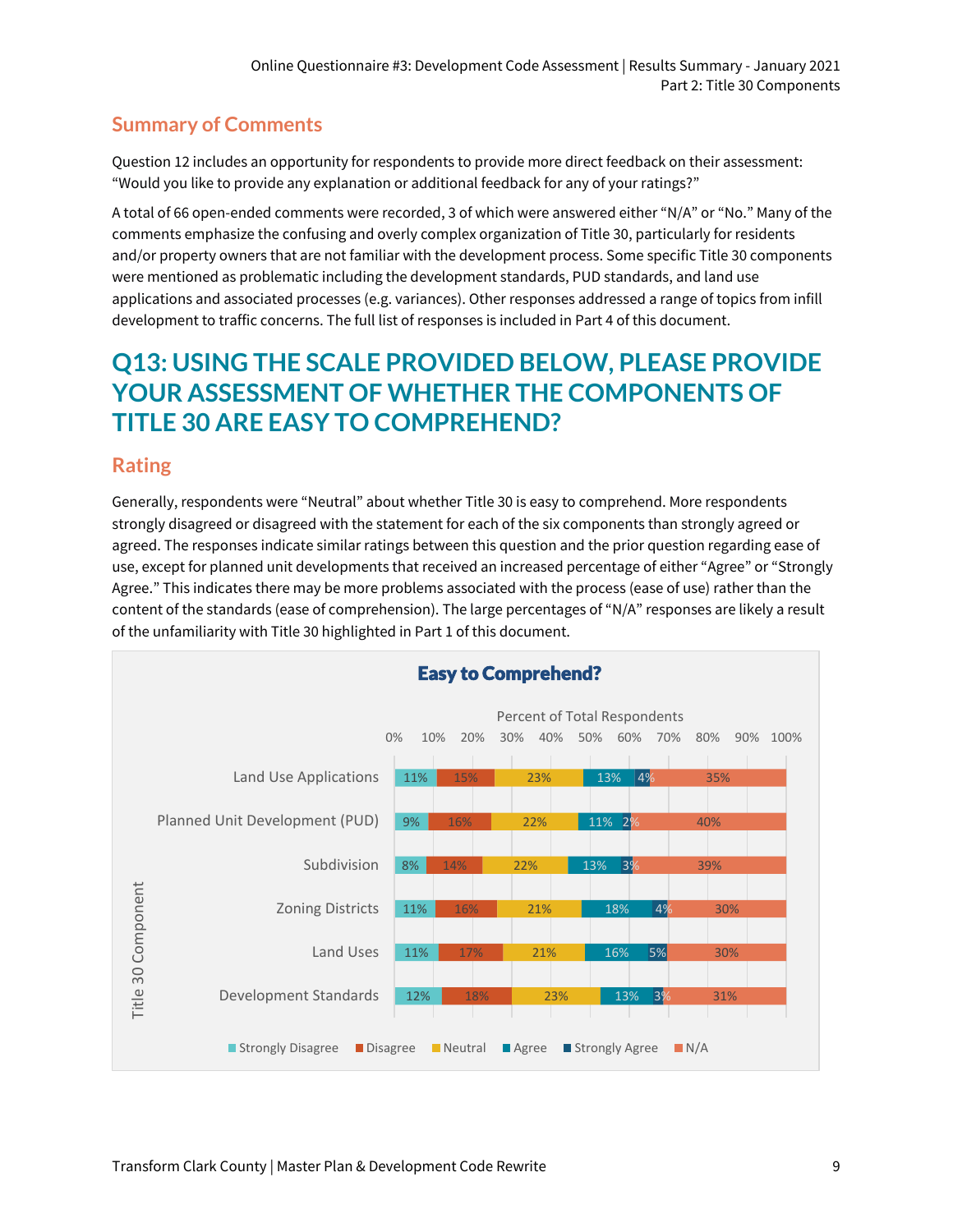## Summary of Comments

Question 12 includes an opportunity for respondents to provide more direct feedback on their assessment: "Would you like to provide any explanation or additional feedback for any of your ratings?"

A total of 66 open-ended comments were recorded, 3 of which were answered either "N/A" or "No." Many of the comments emphasize the confusing and overly complex organization of Title 30, particularly for residents and/or property owners that are not familiar with the development process. Some specific Title 30 components were mentioned as problematic including the development standards, PUD standards, and land use applications and associated processes (e.g. variances). Other responses addressed a range of topics from infill development to traffic concerns. The full list of responses is included in Part 4 of this document.

# Q13: USING THE SCALE PROVIDED BELOW, PLEASE PROVIDE YOUR ASSESSMENT OF WHETHER THE COMPONENTS OF TITLE 30 ARE EASY TO COMPREHEND?

## Rating

Generally, respondents were "Neutral" about whether Title 30 is easy to comprehend. More respondents strongly disagreed or disagreed with the statement for each of the six components than strongly agreed or agreed. The responses indicate similar ratings between this question and the prior question regarding ease of use, except for planned unit developments that received an increased percentage of either "Agree" or "Strongly Agree." This indicates there may be more problems associated with the process (ease of use) rather than the content of the standards (ease of comprehension). The large percentages of "N/A" responses are likely a result of the unfamiliarity with Title 30 highlighted in Part 1 of this document.

**Easy to Comprehend?**

Percent of Total Respondents

| Title 30 Component | Strongly Disagree | Disagree | Neutral | Agree | Strongly Agree | N/A |
|---|---|---|---|---|---|---|
| Land Use Applications | 11% | 15% | 23% | 13% | 4% | 35% |
| Planned Unit Development (PUD) | 9% | 16% | 22% | 11% | 2% | 40% |
| Subdivision | 8% | 14% | 22% | 13% | 3% | 39% |
| Zoning Districts | 11% | 16% | 21% | 18% | 4% | 30% |
| Land Uses | 11% | 17% | 21% | 16% | 5% | 30% |
| Development Standards | 12% | 18% | 23% | 13% | 3% | 31% |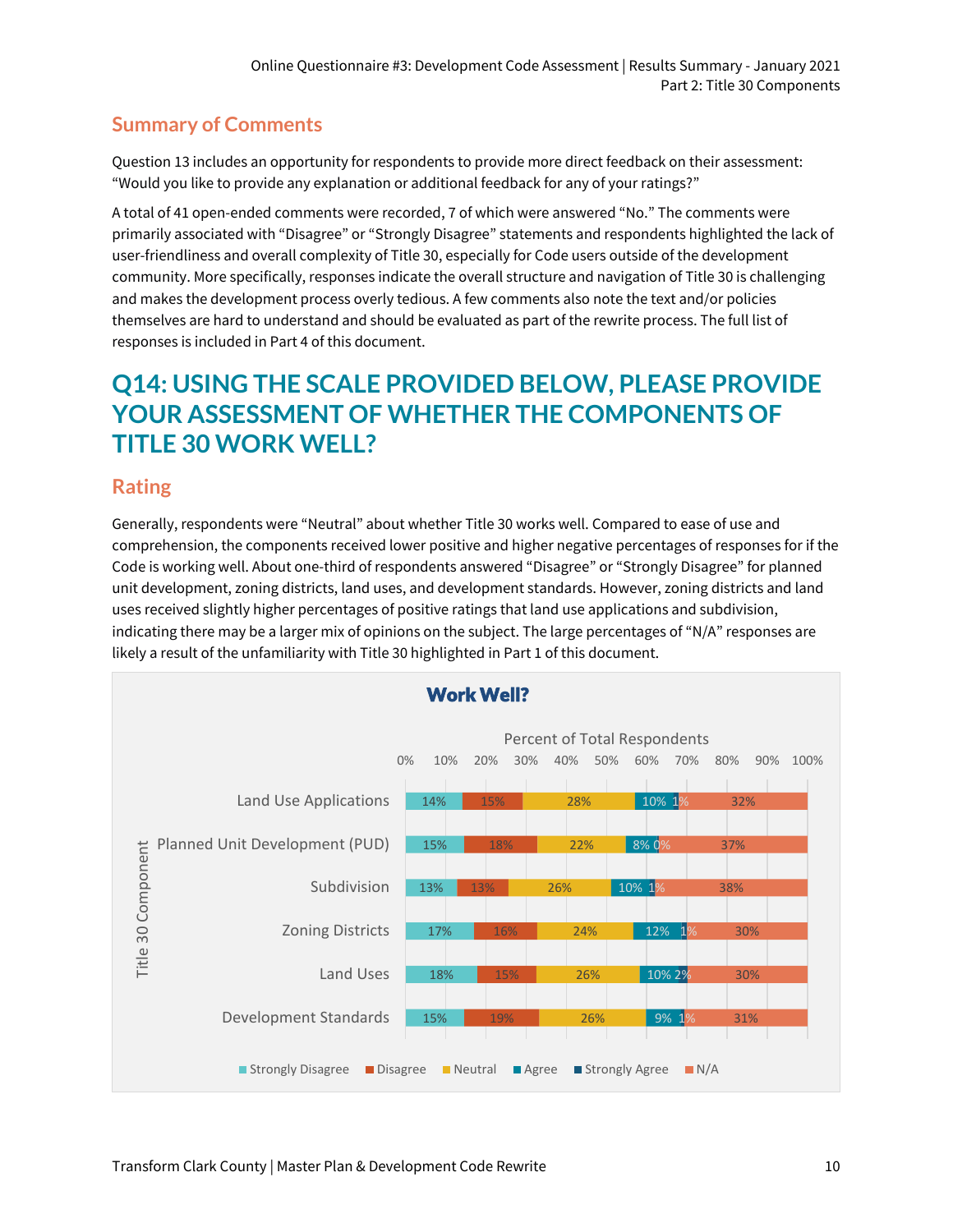## Summary of Comments

Question 13 includes an opportunity for respondents to provide more direct feedback on their assessment: "Would you like to provide any explanation or additional feedback for any of your ratings?"

A total of 41 open-ended comments were recorded, 7 of which were answered "No." The comments were primarily associated with "Disagree" or "Strongly Disagree" statements and respondents highlighted the lack of user-friendliness and overall complexity of Title 30, especially for Code users outside of the development community. More specifically, responses indicate the overall structure and navigation of Title 30 is challenging and makes the development process overly tedious. A few comments also note the text and/or policies themselves are hard to understand and should be evaluated as part of the rewrite process. The full list of responses is included in Part 4 of this document.

# Q14: USING THE SCALE PROVIDED BELOW, PLEASE PROVIDE YOUR ASSESSMENT OF WHETHER THE COMPONENTS OF TITLE 30 WORK WELL?

## Rating

Generally, respondents were "Neutral" about whether Title 30 works well. Compared to ease of use and comprehension, the components received lower positive and higher negative percentages of responses for if the Code is working well. About one-third of respondents answered "Disagree" or "Strongly Disagree" for planned unit development, zoning districts, land uses, and development standards. However, zoning districts and land uses received slightly higher percentages of positive ratings that land use applications and subdivision, indicating there may be a larger mix of opinions on the subject. The large percentages of "N/A" responses are likely a result of the unfamiliarity with Title 30 highlighted in Part 1 of this document.

**Work Well?**

Percent of Total Respondents

| Title 30 Component | Strongly Disagree | Disagree | Neutral | Agree | Strongly Agree | N/A |
|---|---|---|---|---|---|---|
| Land Use Applications | 14% | 15% | 28% | 10% | 1% | 32% |
| Planned Unit Development (PUD) | 15% | 18% | 22% | 8% | 0% | 37% |
| Subdivision | 13% | 13% | 26% | 10% | 1% | 38% |
| Zoning Districts | 17% | 16% | 24% | 12% | 1% | 30% |
| Land Uses | 18% | 15% | 26% | 10% | 2% | 30% |
| Development Standards | 15% | 19% | 26% | 9% | 1% | 31% |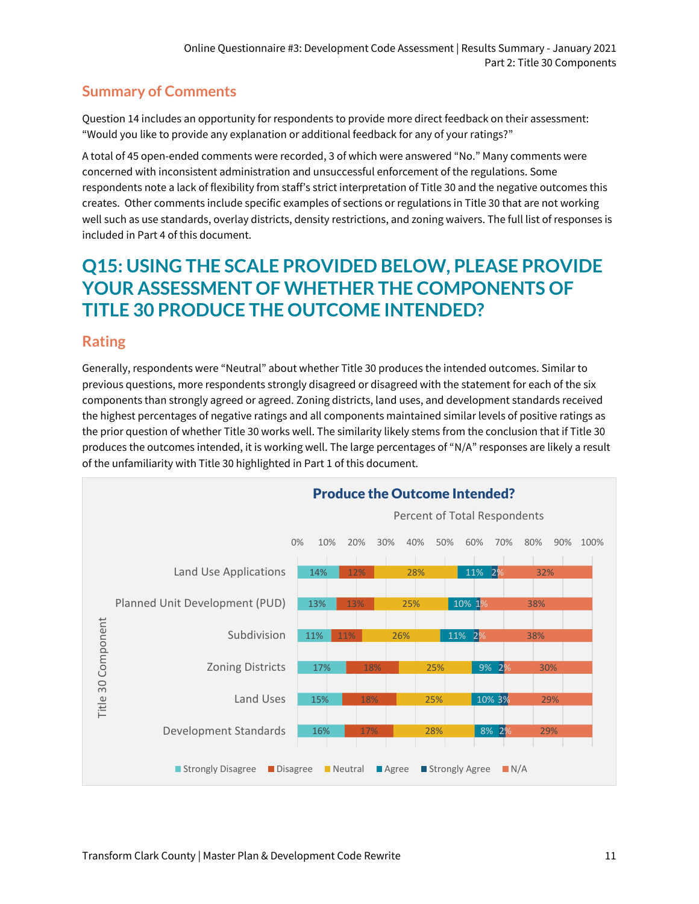## Summary of Comments

Question 14 includes an opportunity for respondents to provide more direct feedback on their assessment: "Would you like to provide any explanation or additional feedback for any of your ratings?"

A total of 45 open-ended comments were recorded, 3 of which were answered "No." Many comments were concerned with inconsistent administration and unsuccessful enforcement of the regulations. Some respondents note a lack of flexibility from staff's strict interpretation of Title 30 and the negative outcomes this creates. Other comments include specific examples of sections or regulations in Title 30 that are not working well such as use standards, overlay districts, density restrictions, and zoning waivers. The full list of responses is included in Part 4 of this document.

# Q15: USING THE SCALE PROVIDED BELOW, PLEASE PROVIDE YOUR ASSESSMENT OF WHETHER THE COMPONENTS OF TITLE 30 PRODUCE THE OUTCOME INTENDED?

## Rating

Generally, respondents were "Neutral" about whether Title 30 produces the intended outcomes. Similar to previous questions, more respondents strongly disagreed or disagreed with the statement for each of the six components than strongly agreed or agreed. Zoning districts, land uses, and development standards received the highest percentages of negative ratings and all components maintained similar levels of positive ratings as the prior question of whether Title 30 works well. The similarity likely stems from the conclusion that if Title 30 produces the outcomes intended, it is working well. The large percentages of "N/A" responses are likely a result of the unfamiliarity with Title 30 highlighted in Part 1 of this document.

**Produce the Outcome Intended?**

Percent of Total Respondents

| Title 30 Component | Strongly Disagree | Disagree | Neutral | Agree | Strongly Agree | N/A |
|---|---|---|---|---|---|---|
| Land Use Applications | 14% | 12% | 28% | 11% | 2% | 32% |
| Planned Unit Development (PUD) | 13% | 13% | 25% | 10% | 1% | 38% |
| Subdivision | 11% | 11% | 26% | 11% | 2% | 38% |
| Zoning Districts | 17% | 18% | 25% | 9% | 2% | 30% |
| Land Uses | 15% | 18% | 25% | 10% | 3% | 29% |
| Development Standards | 16% | 17% | 28% | 8% | 2% | 29% |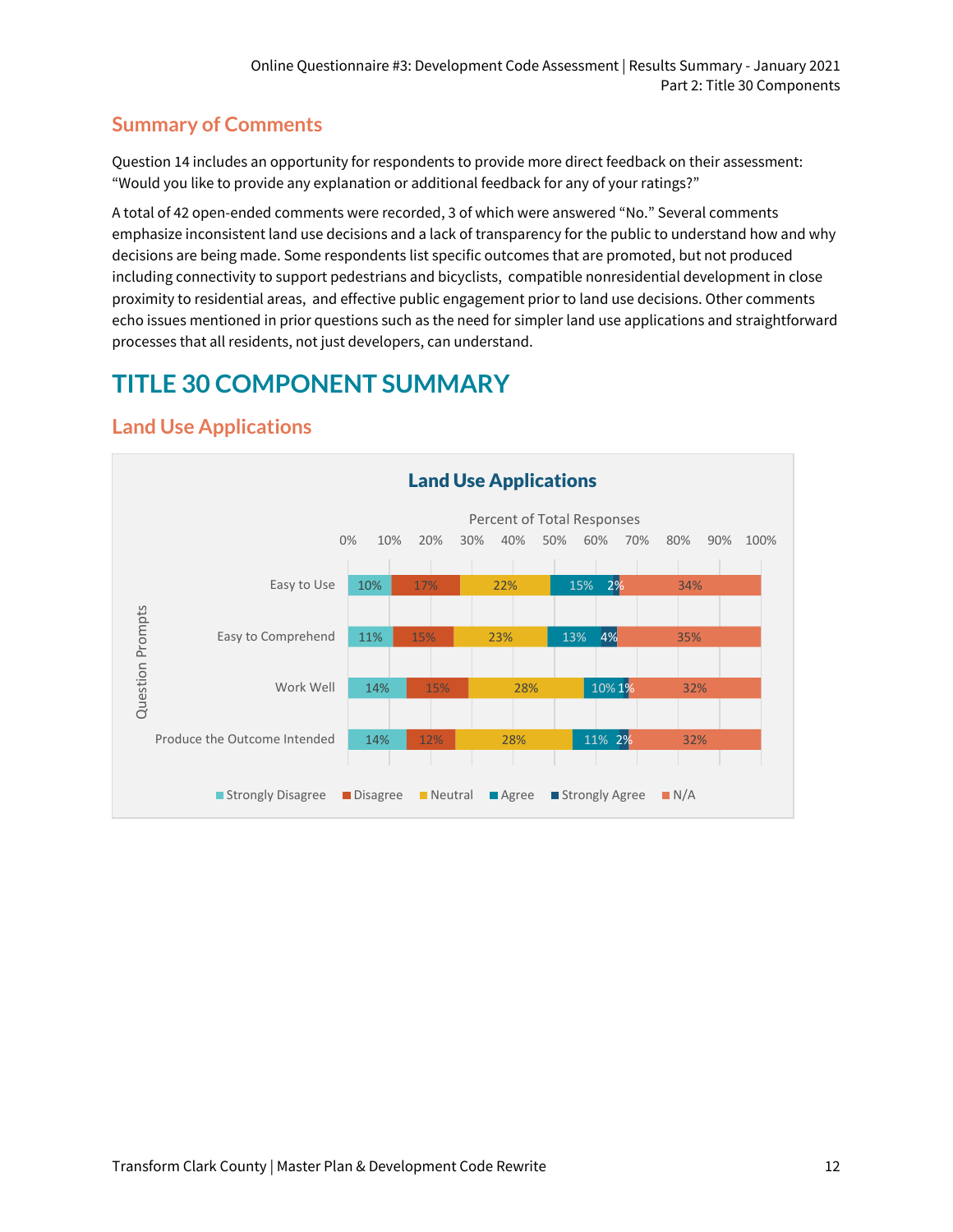## Summary of Comments

Question 14 includes an opportunity for respondents to provide more direct feedback on their assessment: "Would you like to provide any explanation or additional feedback for any of your ratings?"

A total of 42 open-ended comments were recorded, 3 of which were answered "No." Several comments emphasize inconsistent land use decisions and a lack of transparency for the public to understand how and why decisions are being made. Some respondents list specific outcomes that are promoted, but not produced including connectivity to support pedestrians and bicyclists, compatible nonresidential development in close proximity to residential areas, and effective public engagement prior to land use decisions. Other comments echo issues mentioned in prior questions such as the need for simpler land use applications and straightforward processes that all residents, not just developers, can understand.

# TITLE 30 COMPONENT SUMMARY

## Land Use Applications

**Land Use Applications**

Percent of Total Responses

| Question Prompts | Strongly Disagree | Disagree | Neutral | Agree | Strongly Agree | N/A |
|---|---|---|---|---|---|---|
| Easy to Use | 10% | 17% | 22% | 15% | 2% | 34% |
| Easy to Comprehend | 11% | 15% | 23% | 13% | 4% | 35% |
| Work Well | 14% | 15% | 28% | 10% | 1% | 32% |
| Produce the Outcome Intended | 14% | 12% | 28% | 11% | 2% | 32% |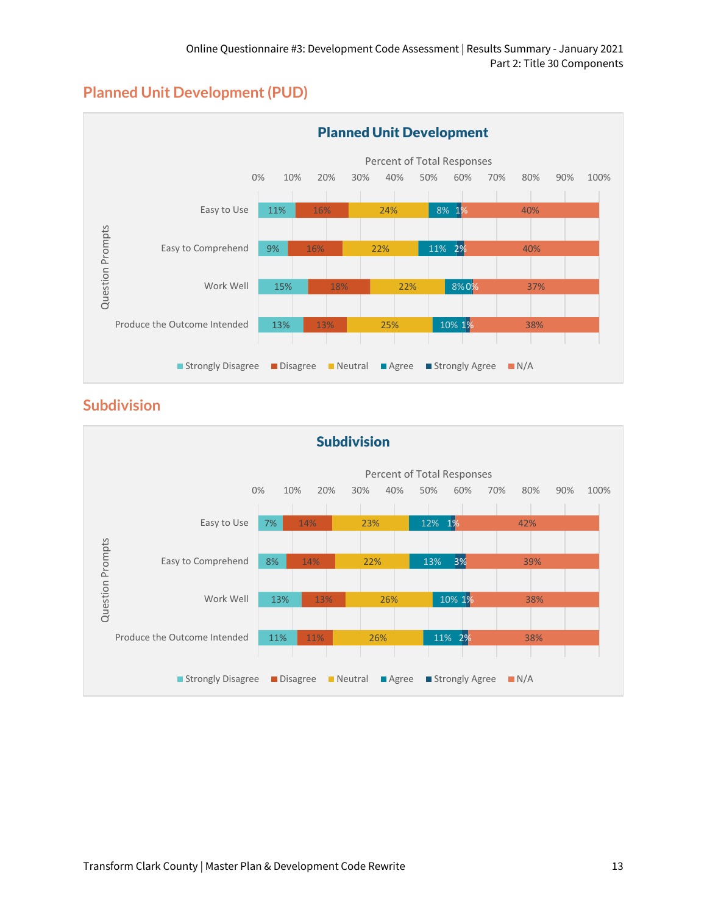## Planned Unit Development (PUD)

**Planned Unit Development**

Percent of Total Responses

| Question Prompts | Strongly Disagree | Disagree | Neutral | Agree | Strongly Agree | N/A |
|---|---|---|---|---|---|---|
| Easy to Use | 11% | 16% | 24% | 8% | 1% | 40% |
| Easy to Comprehend | 9% | 16% | 22% | 11% | 2% | 40% |
| Work Well | 15% | 18% | 22% | 8% | 0% | 37% |
| Produce the Outcome Intended | 13% | 13% | 25% | 10% | 1% | 38% |

## Subdivision

**Subdivision**

Percent of Total Responses

| Question Prompts | Strongly Disagree | Disagree | Neutral | Agree | Strongly Agree | N/A |
|---|---|---|---|---|---|---|
| Easy to Use | 7% | 14% | 23% | 12% | 1% | 42% |
| Easy to Comprehend | 8% | 14% | 22% | 13% | 3% | 39% |
| Work Well | 13% | 13% | 26% | 10% | 1% | 38% |
| Produce the Outcome Intended | 11% | 11% | 26% | 11% | 2% | 38% |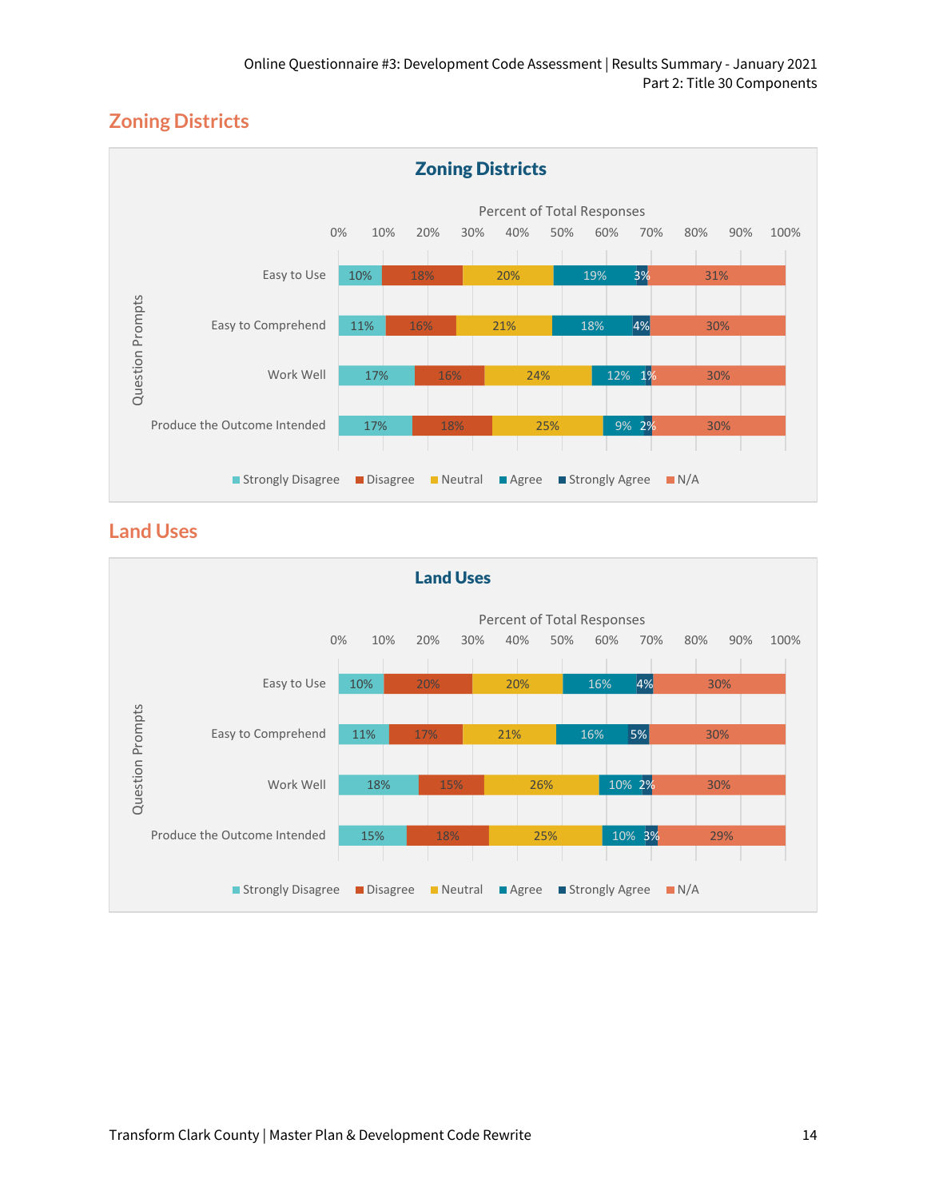## Zoning Districts

**Zoning Districts**

Percent of Total Responses

| Question Prompts | Strongly Disagree | Disagree | Neutral | Agree | Strongly Agree | N/A |
|---|---|---|---|---|---|---|
| Easy to Use | 10% | 18% | 20% | 19% | 3% | 31% |
| Easy to Comprehend | 11% | 16% | 21% | 18% | 4% | 30% |
| Work Well | 17% | 16% | 24% | 12% | 1% | 30% |
| Produce the Outcome Intended | 17% | 18% | 25% | 9% | 2% | 30% |

## Land Uses

**Land Uses**

Percent of Total Responses

| Question Prompts | Strongly Disagree | Disagree | Neutral | Agree | Strongly Agree | N/A |
|---|---|---|---|---|---|---|
| Easy to Use | 10% | 20% | 20% | 16% | 4% | 30% |
| Easy to Comprehend | 11% | 17% | 21% | 16% | 5% | 30% |
| Work Well | 18% | 15% | 26% | 10% | 2% | 30% |
| Produce the Outcome Intended | 15% | 18% | 25% | 10% | 3% | 29% |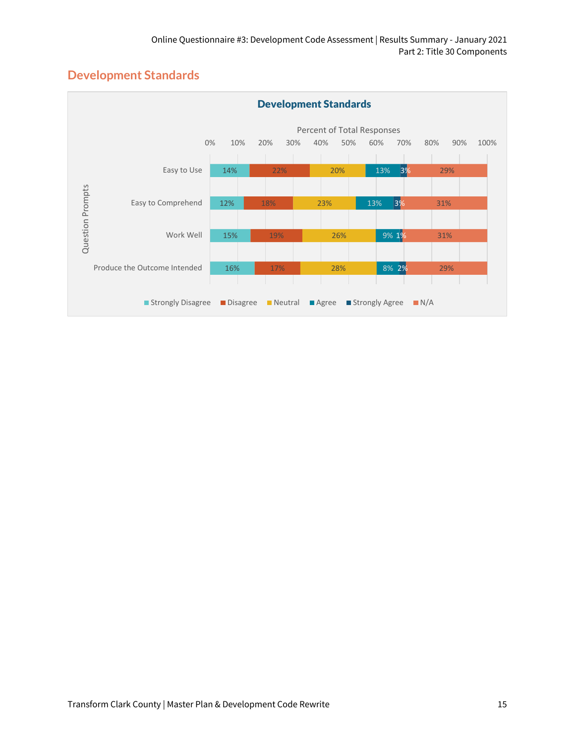## Development Standards

**Development Standards**

Percent of Total Responses

| Question Prompts | Strongly Disagree | Disagree | Neutral | Agree | Strongly Agree | N/A |
|---|---|---|---|---|---|---|
| Easy to Use | 14% | 22% | 20% | 13% | 3% | 29% |
| Easy to Comprehend | 12% | 18% | 23% | 13% | 3% | 31% |
| Work Well | 15% | 19% | 26% | 9% | 1% | 31% |
| Produce the Outcome Intended | 16% | 17% | 28% | 8% | 2% | 29% |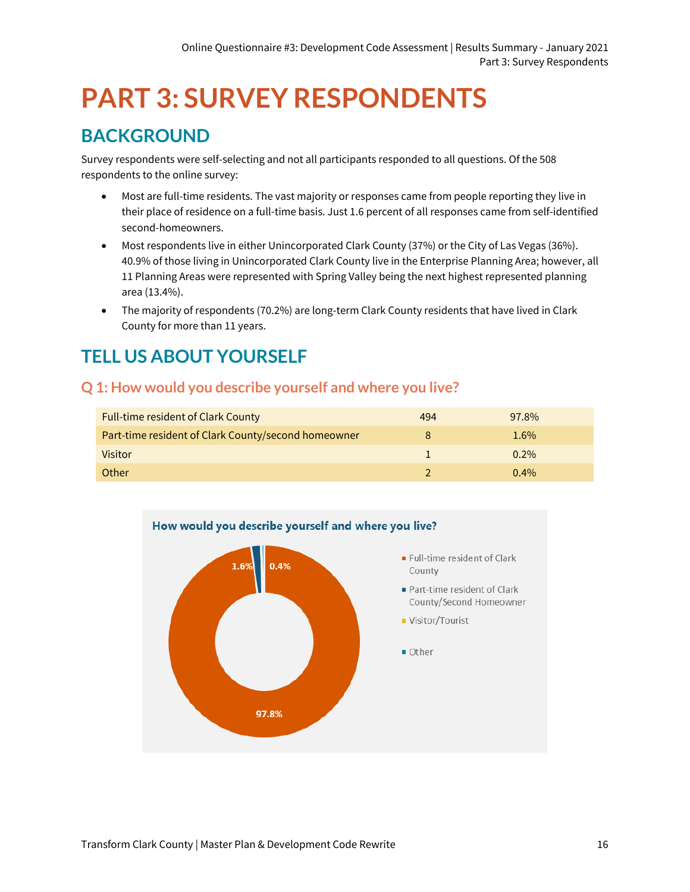# PART 3: SURVEY RESPONDENTS

## BACKGROUND

Survey respondents were self-selecting and not all participants responded to all questions. Of the 508 respondents to the online survey:

- Most are full-time residents. The vast majority or responses came from people reporting they live in their place of residence on a full-time basis. Just 1.6 percent of all responses came from self-identified second-homeowners.
- Most respondents live in either Unincorporated Clark County (37%) or the City of Las Vegas (36%). 40.9% of those living in Unincorporated Clark County live in the Enterprise Planning Area; however, all 11 Planning Areas were represented with Spring Valley being the next highest represented planning area (13.4%).
- The majority of respondents (70.2%) are long-term Clark County residents that have lived in Clark County for more than 11 years.

## TELL US ABOUT YOURSELF

### Q 1: How would you describe yourself and where you live?

| | | |
|---|---|---|
| Full-time resident of Clark County | 494 | 97.8% |
| Part-time resident of Clark County/second homeowner | 8 | 1.6% |
| Visitor | 1 | 0.2% |
| Other | 2 | 0.4% |

**How would you describe yourself and where you live?**

- Full-time resident of Clark County: 97.8%
- Part-time resident of Clark County/Second Homeowner: 1.6%
- Visitor/Tourist
- Other: 0.4%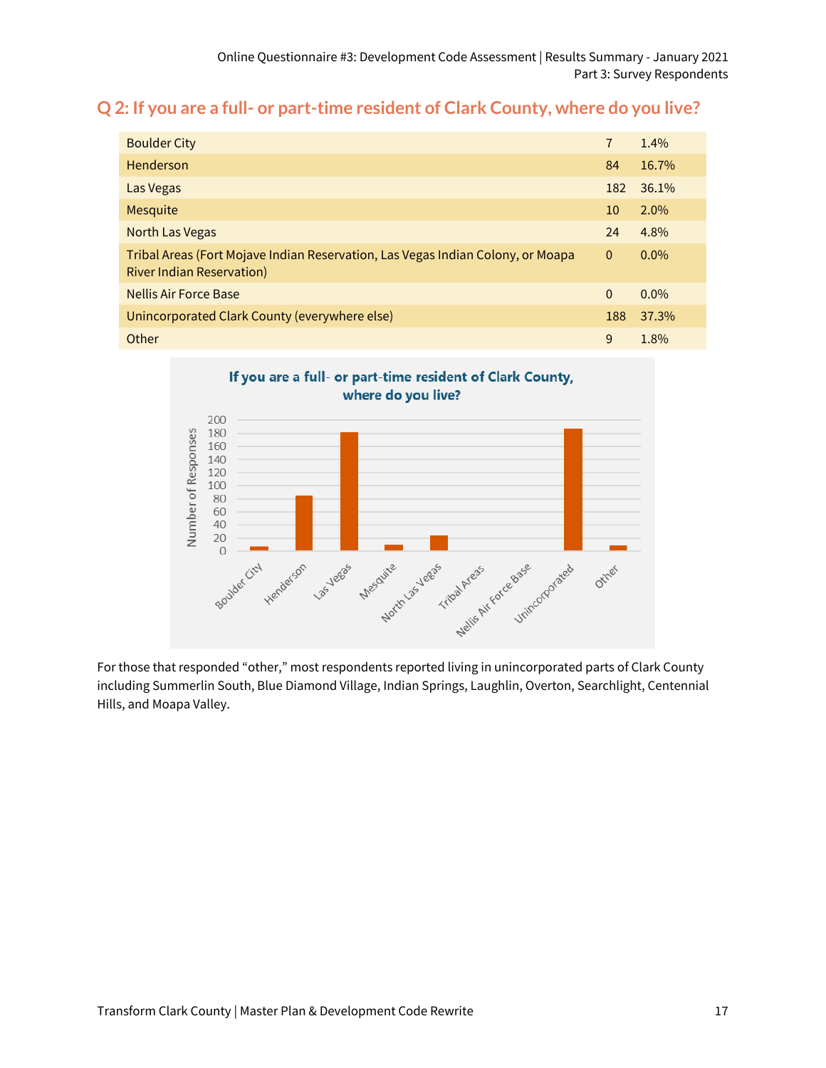## Q 2: If you are a full- or part-time resident of Clark County, where do you live?

| Location | Count | Percent |
|---|---|---|
| Boulder City | 7 | 1.4% |
| Henderson | 84 | 16.7% |
| Las Vegas | 182 | 36.1% |
| Mesquite | 10 | 2.0% |
| North Las Vegas | 24 | 4.8% |
| Tribal Areas (Fort Mojave Indian Reservation, Las Vegas Indian Colony, or Moapa River Indian Reservation) | 0 | 0.0% |
| Nellis Air Force Base | 0 | 0.0% |
| Unincorporated Clark County (everywhere else) | 188 | 37.3% |
| Other | 9 | 1.8% |

For those that responded "other," most respondents reported living in unincorporated parts of Clark County including Summerlin South, Blue Diamond Village, Indian Springs, Laughlin, Overton, Searchlight, Centennial Hills, and Moapa Valley.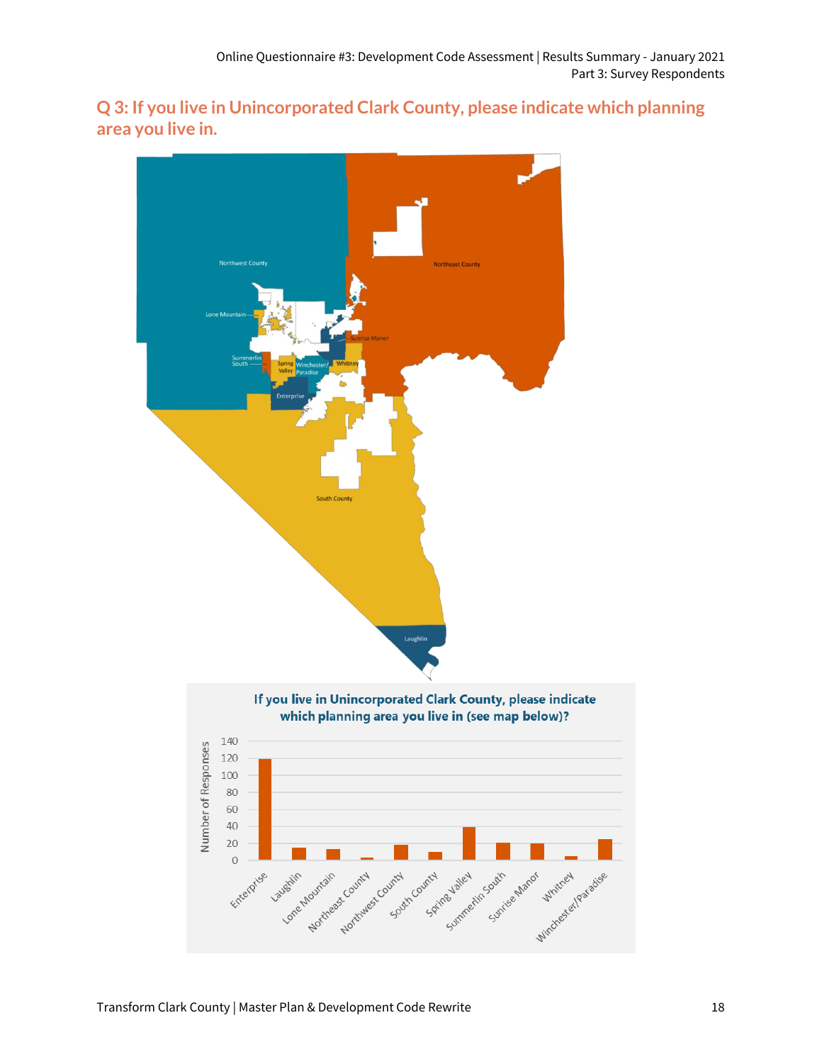## Q 3: If you live in Unincorporated Clark County, please indicate which planning area you live in.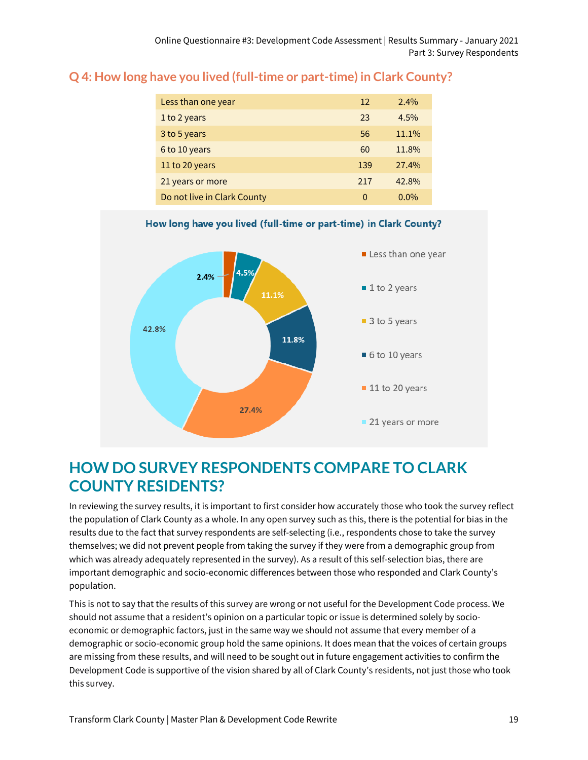## Q 4: How long have you lived (full-time or part-time) in Clark County?

| | | |
|---|---|---|
| Less than one year | 12 | 2.4% |
| 1 to 2 years | 23 | 4.5% |
| 3 to 5 years | 56 | 11.1% |
| 6 to 10 years | 60 | 11.8% |
| 11 to 20 years | 139 | 27.4% |
| 21 years or more | 217 | 42.8% |
| Do not live in Clark County | 0 | 0.0% |

# HOW DO SURVEY RESPONDENTS COMPARE TO CLARK COUNTY RESIDENTS?

In reviewing the survey results, it is important to first consider how accurately those who took the survey reflect the population of Clark County as a whole. In any open survey such as this, there is the potential for bias in the results due to the fact that survey respondents are self-selecting (i.e., respondents chose to take the survey themselves; we did not prevent people from taking the survey if they were from a demographic group from which was already adequately represented in the survey). As a result of this self-selection bias, there are important demographic and socio-economic differences between those who responded and Clark County's population.

This is not to say that the results of this survey are wrong or not useful for the Development Code process. We should not assume that a resident's opinion on a particular topic or issue is determined solely by socio-economic or demographic factors, just in the same way we should not assume that every member of a demographic or socio-economic group hold the same opinions. It does mean that the voices of certain groups are missing from these results, and will need to be sought out in future engagement activities to confirm the Development Code is supportive of the vision shared by all of Clark County's residents, not just those who took this survey.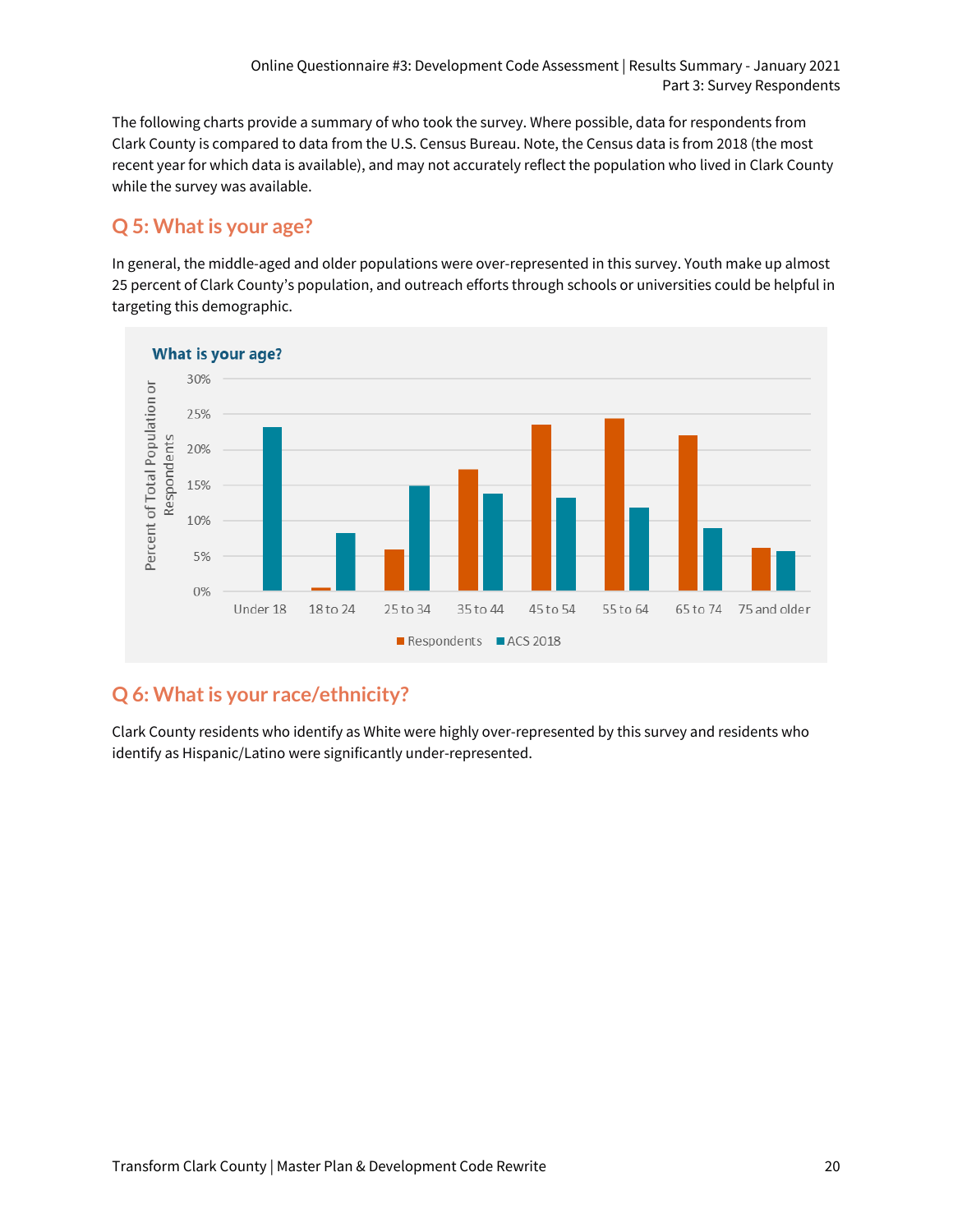The following charts provide a summary of who took the survey. Where possible, data for respondents from Clark County is compared to data from the U.S. Census Bureau. Note, the Census data is from 2018 (the most recent year for which data is available), and may not accurately reflect the population who lived in Clark County while the survey was available.

## Q 5: What is your age?

In general, the middle-aged and older populations were over-represented in this survey. Youth make up almost 25 percent of Clark County's population, and outreach efforts through schools or universities could be helpful in targeting this demographic.

## Q 6: What is your race/ethnicity?

Clark County residents who identify as White were highly over-represented by this survey and residents who identify as Hispanic/Latino were significantly under-represented.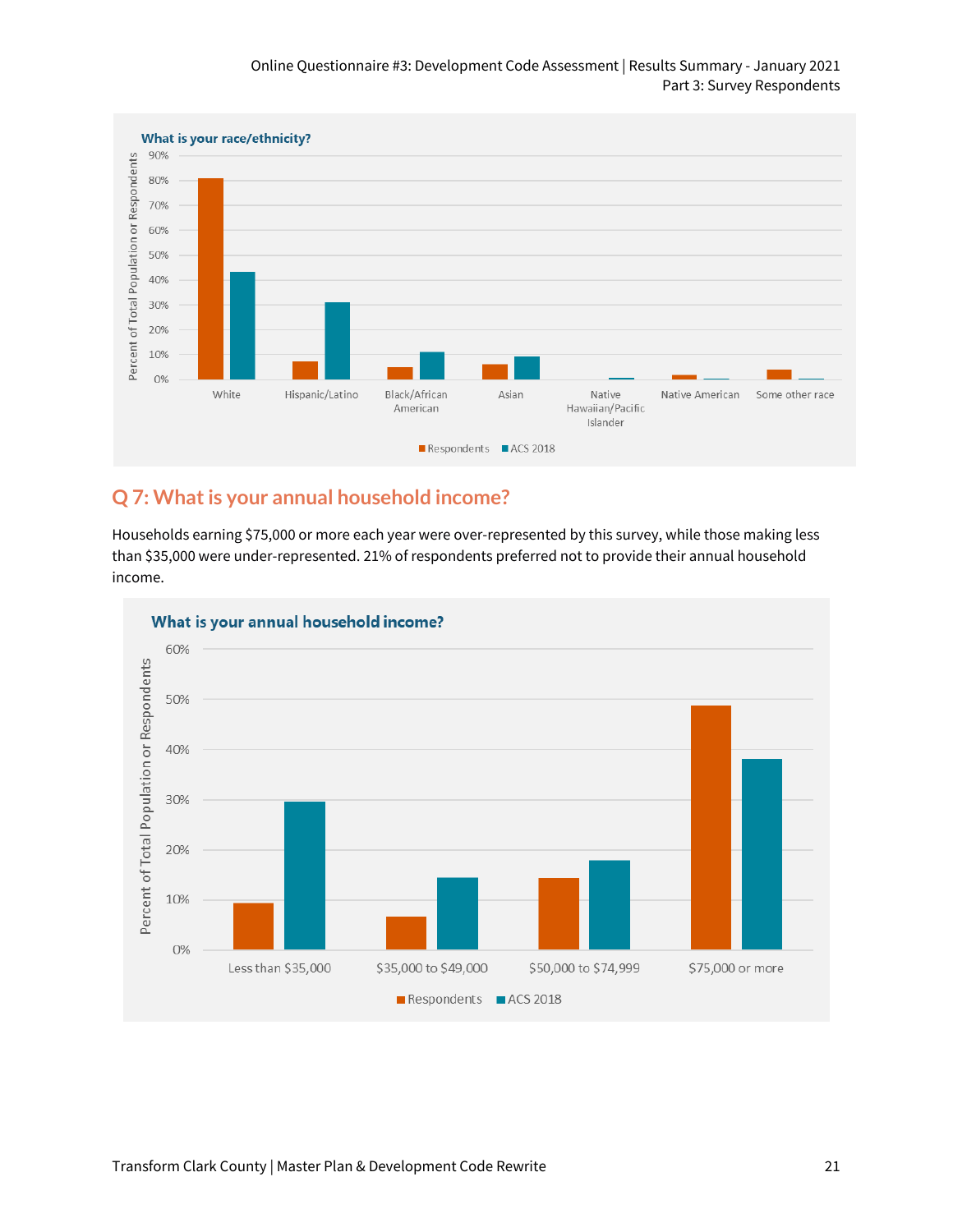**What is your race/ethnicity?**

## Q 7: What is your annual household income?

Households earning $75,000 or more each year were over-represented by this survey, while those making less than $35,000 were under-represented. 21% of respondents preferred not to provide their annual household income.

**What is your annual household income?**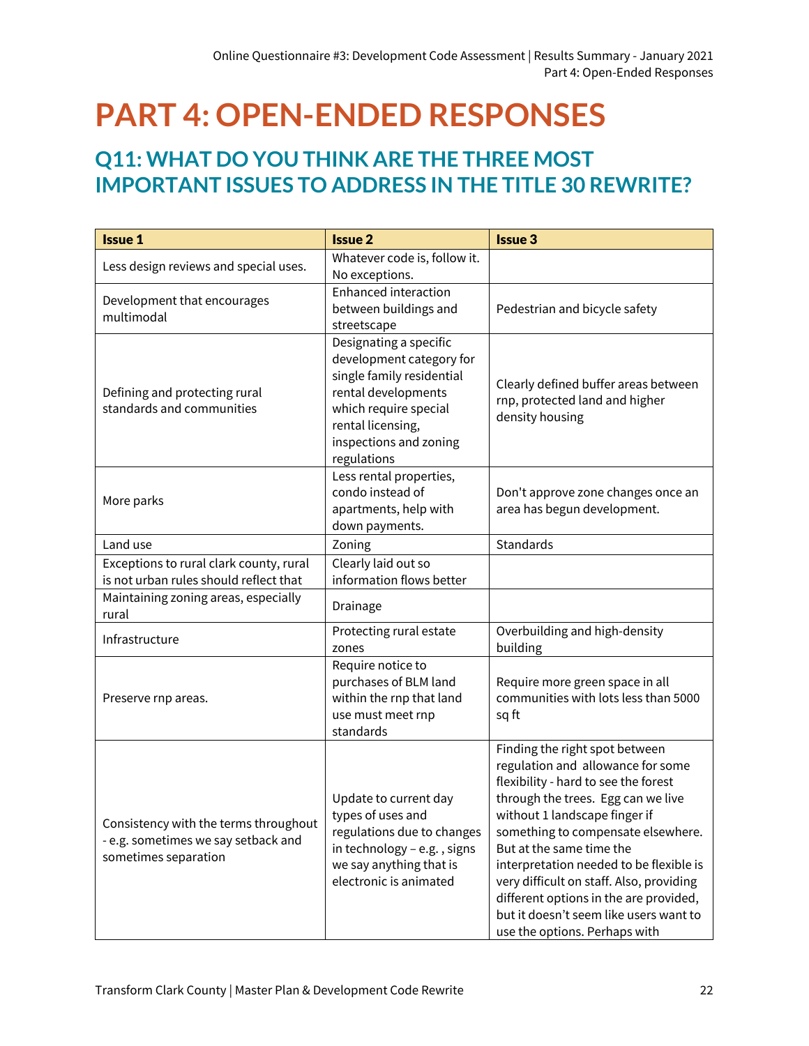# PART 4: OPEN-ENDED RESPONSES

## Q11: WHAT DO YOU THINK ARE THE THREE MOST IMPORTANT ISSUES TO ADDRESS IN THE TITLE 30 REWRITE?

| Issue 1 | Issue 2 | Issue 3 |
|---|---|---|
| Less design reviews and special uses. | Whatever code is, follow it. No exceptions. | |
| Development that encourages multimodal | Enhanced interaction between buildings and streetscape | Pedestrian and bicycle safety |
| Defining and protecting rural standards and communities | Designating a specific development category for single family residential rental developments which require special rental licensing, inspections and zoning regulations | Clearly defined buffer areas between rnp, protected land and higher density housing |
| More parks | Less rental properties, condo instead of apartments, help with down payments. | Don't approve zone changes once an area has begun development. |
| Land use | Zoning | Standards |
| Exceptions to rural clark county, rural is not urban rules should reflect that | Clearly laid out so information flows better | |
| Maintaining zoning areas, especially rural | Drainage | |
| Infrastructure | Protecting rural estate zones | Overbuilding and high-density building |
| Preserve rnp areas. | Require notice to purchases of BLM land within the rnp that land use must meet rnp standards | Require more green space in all communities with lots less than 5000 sq ft |
| Consistency with the terms throughout - e.g. sometimes we say setback and sometimes separation | Update to current day types of uses and regulations due to changes in technology – e.g. , signs we say anything that is electronic is animated | Finding the right spot between regulation and allowance for some flexibility - hard to see the forest through the trees. Egg can we live without 1 landscape finger if something to compensate elsewhere. But at the same time the interpretation needed to be flexible is very difficult on staff. Also, providing different options in the are provided, but it doesn't seem like users want to use the options. Perhaps with |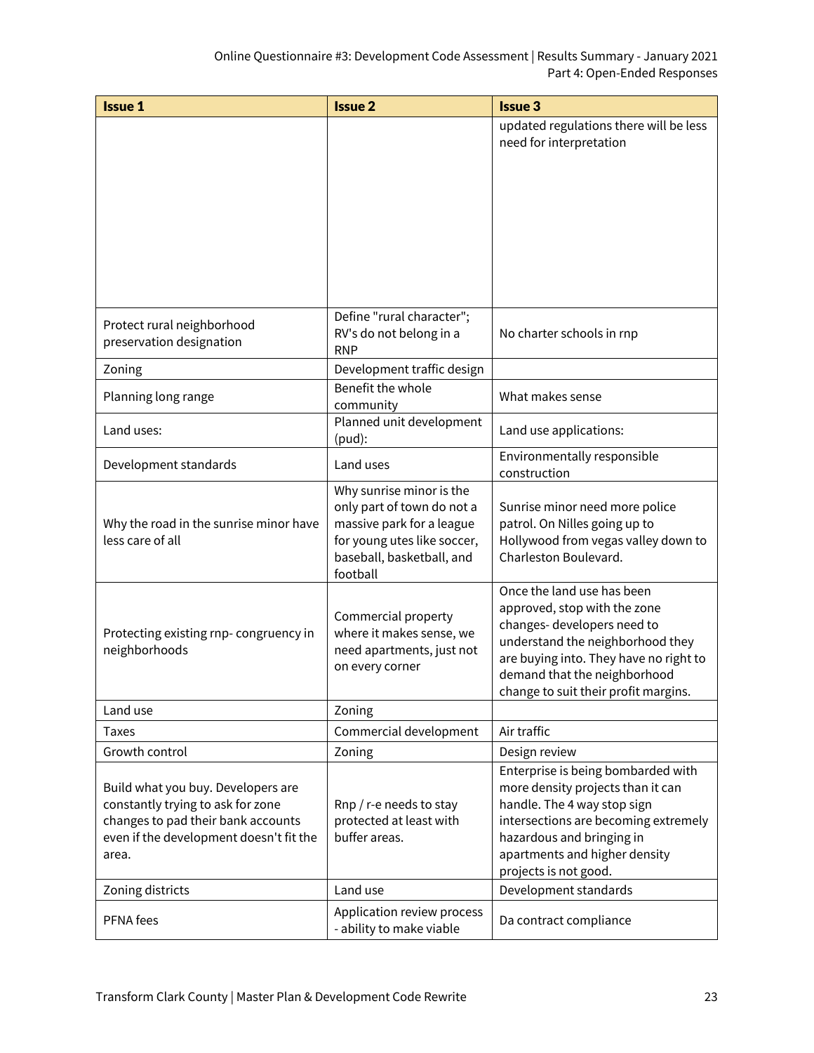| Issue 1 | Issue 2 | Issue 3 |
|---|---|---|
| | | updated regulations there will be less need for interpretation |
| Protect rural neighborhood preservation designation | Define "rural character"; RV's do not belong in a RNP | No charter schools in rnp |
| Zoning | Development traffic design | |
| Planning long range | Benefit the whole community | What makes sense |
| Land uses: | Planned unit development (pud): | Land use applications: |
| Development standards | Land uses | Environmentally responsible construction |
| Why the road in the sunrise minor have less care of all | Why sunrise minor is the only part of town do not a massive park for a league for young utes like soccer, baseball, basketball, and football | Sunrise minor need more police patrol. On Nilles going up to Hollywood from vegas valley down to Charleston Boulevard. |
| Protecting existing rnp- congruency in neighborhoods | Commercial property where it makes sense, we need apartments, just not on every corner | Once the land use has been approved, stop with the zone changes- developers need to understand the neighborhood they are buying into. They have no right to demand that the neighborhood change to suit their profit margins. |
| Land use | Zoning | |
| Taxes | Commercial development | Air traffic |
| Growth control | Zoning | Design review |
| Build what you buy. Developers are constantly trying to ask for zone changes to pad their bank accounts even if the development doesn't fit the area. | Rnp / r-e needs to stay protected at least with buffer areas. | Enterprise is being bombarded with more density projects than it can handle. The 4 way stop sign intersections are becoming extremely hazardous and bringing in apartments and higher density projects is not good. |
| Zoning districts | Land use | Development standards |
| PFNA fees | Application review process - ability to make viable | Da contract compliance |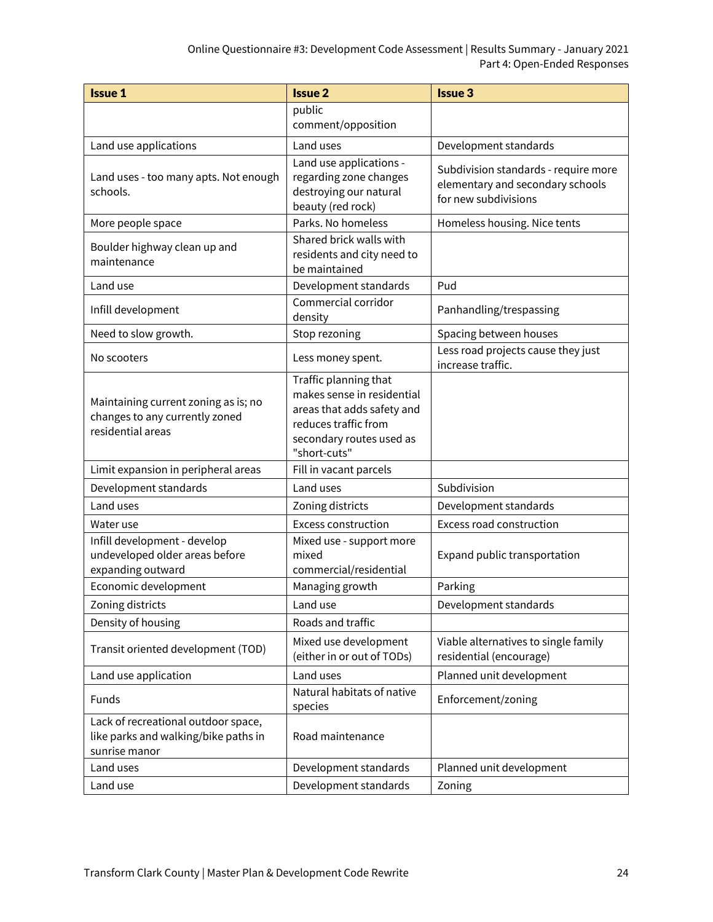| Issue 1 | Issue 2 | Issue 3 |
|---|---|---|
| | public comment/opposition | |
| Land use applications | Land uses | Development standards |
| Land uses - too many apts. Not enough schools. | Land use applications - regarding zone changes destroying our natural beauty (red rock) | Subdivision standards - require more elementary and secondary schools for new subdivisions |
| More people space | Parks. No homeless | Homeless housing. Nice tents |
| Boulder highway clean up and maintenance | Shared brick walls with residents and city need to be maintained | |
| Land use | Development standards | Pud |
| Infill development | Commercial corridor density | Panhandling/trespassing |
| Need to slow growth. | Stop rezoning | Spacing between houses |
| No scooters | Less money spent. | Less road projects cause they just increase traffic. |
| Maintaining current zoning as is; no changes to any currently zoned residential areas | Traffic planning that makes sense in residential areas that adds safety and reduces traffic from secondary routes used as "short-cuts" | |
| Limit expansion in peripheral areas | Fill in vacant parcels | |
| Development standards | Land uses | Subdivision |
| Land uses | Zoning districts | Development standards |
| Water use | Excess construction | Excess road construction |
| Infill development - develop undeveloped older areas before expanding outward | Mixed use - support more mixed commercial/residential | Expand public transportation |
| Economic development | Managing growth | Parking |
| Zoning districts | Land use | Development standards |
| Density of housing | Roads and traffic | |
| Transit oriented development (TOD) | Mixed use development (either in or out of TODs) | Viable alternatives to single family residential (encourage) |
| Land use application | Land uses | Planned unit development |
| Funds | Natural habitats of native species | Enforcement/zoning |
| Lack of recreational outdoor space, like parks and walking/bike paths in sunrise manor | Road maintenance | |
| Land uses | Development standards | Planned unit development |
| Land use | Development standards | Zoning |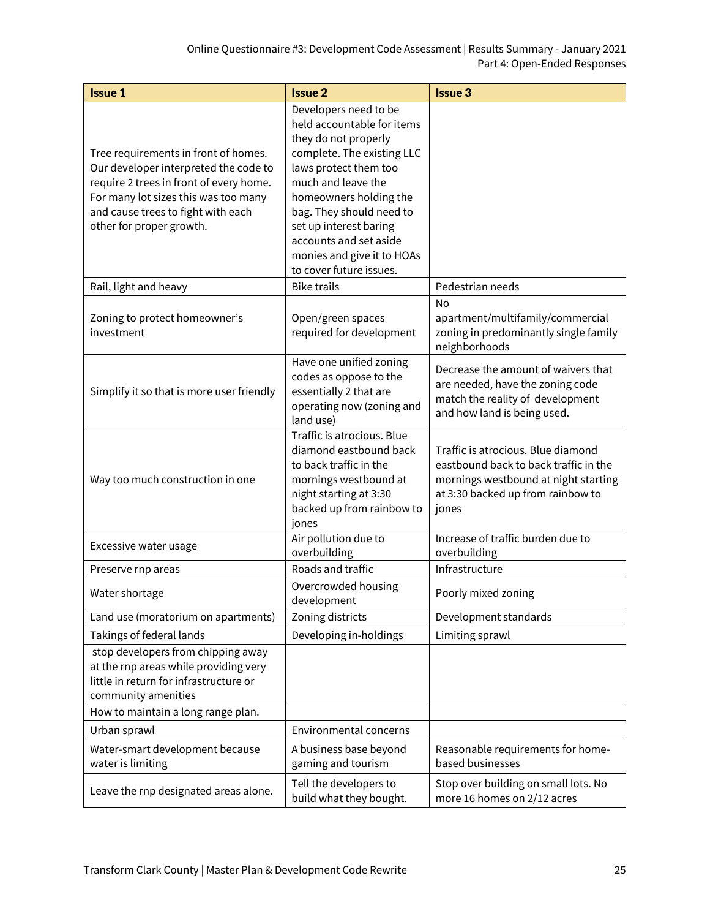| Issue 1 | Issue 2 | Issue 3 |
|---|---|---|
| Tree requirements in front of homes. Our developer interpreted the code to require 2 trees in front of every home. For many lot sizes this was too many and cause trees to fight with each other for proper growth. | Developers need to be held accountable for items they do not properly complete. The existing LLC laws protect them too much and leave the homeowners holding the bag. They should need to set up interest baring accounts and set aside monies and give it to HOAs to cover future issues. | |
| Rail, light and heavy | Bike trails | Pedestrian needs |
| Zoning to protect homeowner's investment | Open/green spaces required for development | No apartment/multifamily/commercial zoning in predominantly single family neighborhoods |
| Simplify it so that is more user friendly | Have one unified zoning codes as oppose to the essentially 2 that are operating now (zoning and land use) | Decrease the amount of waivers that are needed, have the zoning code match the reality of development and how land is being used. |
| Way too much construction in one | Traffic is atrocious. Blue diamond eastbound back to back traffic in the mornings westbound at night starting at 3:30 backed up from rainbow to jones | Traffic is atrocious. Blue diamond eastbound back to back traffic in the mornings westbound at night starting at 3:30 backed up from rainbow to jones |
| Excessive water usage | Air pollution due to overbuilding | Increase of traffic burden due to overbuilding |
| Preserve rnp areas | Roads and traffic | Infrastructure |
| Water shortage | Overcrowded housing development | Poorly mixed zoning |
| Land use (moratorium on apartments) | Zoning districts | Development standards |
| Takings of federal lands | Developing in-holdings | Limiting sprawl |
| stop developers from chipping away at the rnp areas while providing very little in return for infrastructure or community amenities | | |
| How to maintain a long range plan. | | |
| Urban sprawl | Environmental concerns | |
| Water-smart development because water is limiting | A business base beyond gaming and tourism | Reasonable requirements for home-based businesses |
| Leave the rnp designated areas alone. | Tell the developers to build what they bought. | Stop over building on small lots. No more 16 homes on 2/12 acres |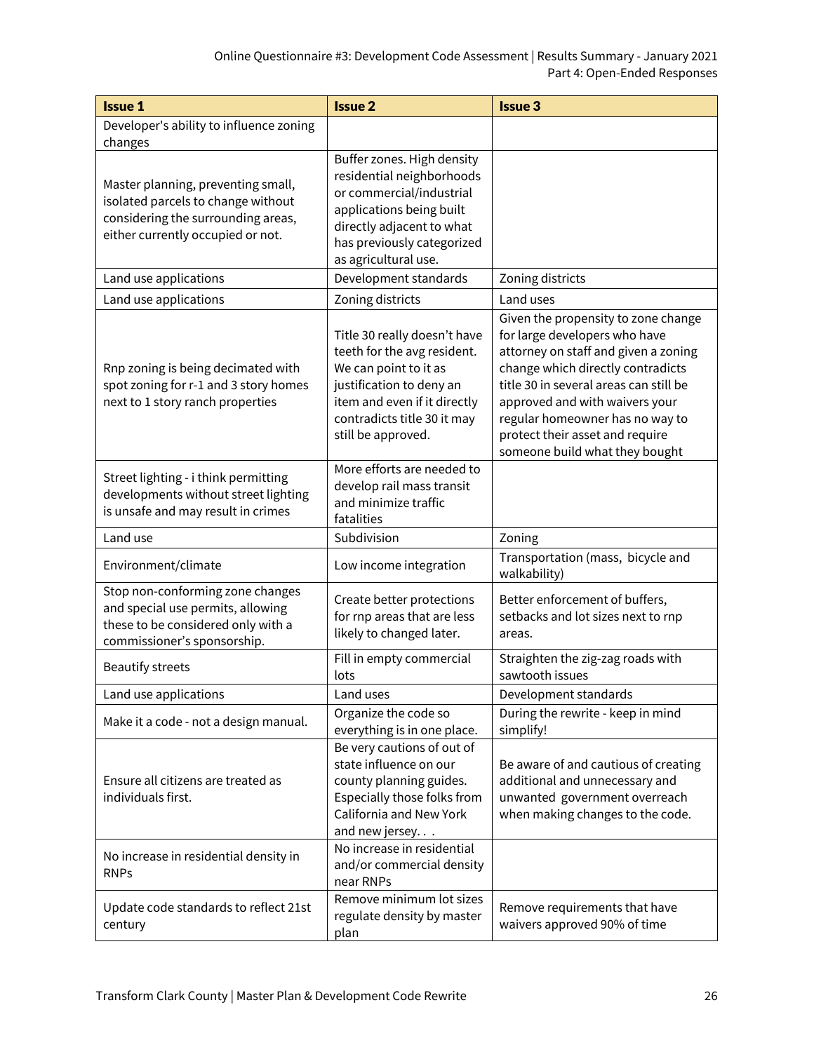| Issue 1 | Issue 2 | Issue 3 |
| --- | --- | --- |
| Developer's ability to influence zoning changes | | |
| Master planning, preventing small, isolated parcels to change without considering the surrounding areas, either currently occupied or not. | Buffer zones. High density residential neighborhoods or commercial/industrial applications being built directly adjacent to what has previously categorized as agricultural use. | |
| Land use applications | Development standards | Zoning districts |
| Land use applications | Zoning districts | Land uses |
| Rnp zoning is being decimated with spot zoning for r-1 and 3 story homes next to 1 story ranch properties | Title 30 really doesn't have teeth for the avg resident. We can point to it as justification to deny an item and even if it directly contradicts title 30 it may still be approved. | Given the propensity to zone change for large developers who have attorney on staff and given a zoning change which directly contradicts title 30 in several areas can still be approved and with waivers your regular homeowner has no way to protect their asset and require someone build what they bought |
| Street lighting - i think permitting developments without street lighting is unsafe and may result in crimes | More efforts are needed to develop rail mass transit and minimize traffic fatalities | |
| Land use | Subdivision | Zoning |
| Environment/climate | Low income integration | Transportation (mass, bicycle and walkability) |
| Stop non-conforming zone changes and special use permits, allowing these to be considered only with a commissioner's sponsorship. | Create better protections for rnp areas that are less likely to changed later. | Better enforcement of buffers, setbacks and lot sizes next to rnp areas. |
| Beautify streets | Fill in empty commercial lots | Straighten the zig-zag roads with sawtooth issues |
| Land use applications | Land uses | Development standards |
| Make it a code - not a design manual. | Organize the code so everything is in one place. | During the rewrite - keep in mind simplify! |
| Ensure all citizens are treated as individuals first. | Be very cautions of out of state influence on our county planning guides. Especially those folks from California and New York and new jersey. . . | Be aware of and cautious of creating additional and unnecessary and unwanted government overreach when making changes to the code. |
| No increase in residential density in RNPs | No increase in residential and/or commercial density near RNPs | |
| Update code standards to reflect 21st century | Remove minimum lot sizes regulate density by master plan | Remove requirements that have waivers approved 90% of time |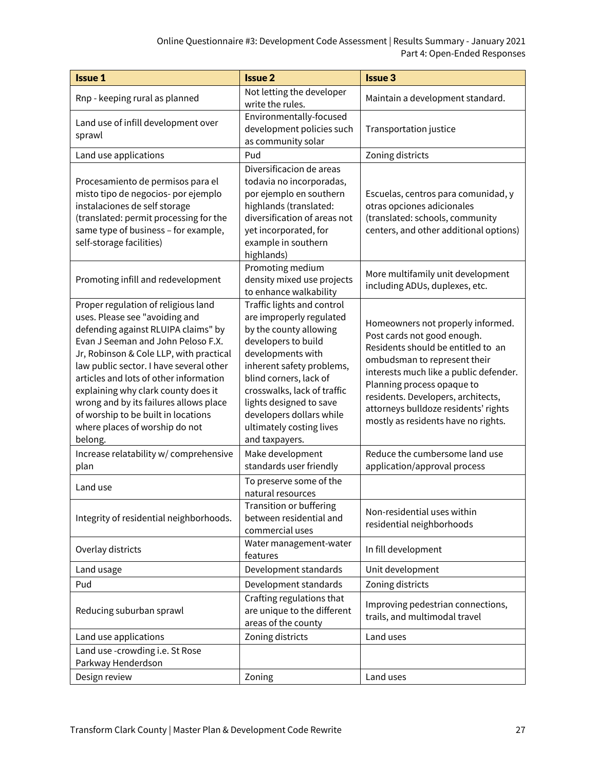| Issue 1 | Issue 2 | Issue 3 |
|---|---|---|
| Rnp - keeping rural as planned | Not letting the developer write the rules. | Maintain a development standard. |
| Land use of infill development over sprawl | Environmentally-focused development policies such as community solar | Transportation justice |
| Land use applications | Pud | Zoning districts |
| Procesamiento de permisos para el misto tipo de negocios- por ejemplo instalaciones de self storage (translated: permit processing for the same type of business – for example, self-storage facilities) | Diversificacion de areas todavia no incorporadas, por ejemplo en southern highlands (translated: diversification of areas not yet incorporated, for example in southern highlands) | Escuelas, centros para comunidad, y otras opciones adicionales (translated: schools, community centers, and other additional options) |
| Promoting infill and redevelopment | Promoting medium density mixed use projects to enhance walkability | More multifamily unit development including ADUs, duplexes, etc. |
| Proper regulation of religious land uses. Please see "avoiding and defending against RLUIPA claims" by Evan J Seeman and John Peloso F.X. Jr, Robinson & Cole LLP, with practical law public sector. I have several other articles and lots of other information explaining why clark county does it wrong and by its failures allows place of worship to be built in locations where places of worship do not belong. | Traffic lights and control are improperly regulated by the county allowing developers to build developments with inherent safety problems, blind corners, lack of crosswalks, lack of traffic lights designed to save developers dollars while ultimately costing lives and taxpayers. | Homeowners not properly informed. Post cards not good enough. Residents should be entitled to an ombudsman to represent their interests much like a public defender. Planning process opaque to residents. Developers, architects, attorneys bulldoze residents' rights mostly as residents have no rights. |
| Increase relatability w/ comprehensive plan | Make development standards user friendly | Reduce the cumbersome land use application/approval process |
| Land use | To preserve some of the natural resources | |
| Integrity of residential neighborhoods. | Transition or buffering between residential and commercial uses | Non-residential uses within residential neighborhoods |
| Overlay districts | Water management-water features | In fill development |
| Land usage | Development standards | Unit development |
| Pud | Development standards | Zoning districts |
| Reducing suburban sprawl | Crafting regulations that are unique to the different areas of the county | Improving pedestrian connections, trails, and multimodal travel |
| Land use applications | Zoning districts | Land uses |
| Land use -crowding i.e. St Rose Parkway Henderdson | | |
| Design review | Zoning | Land uses |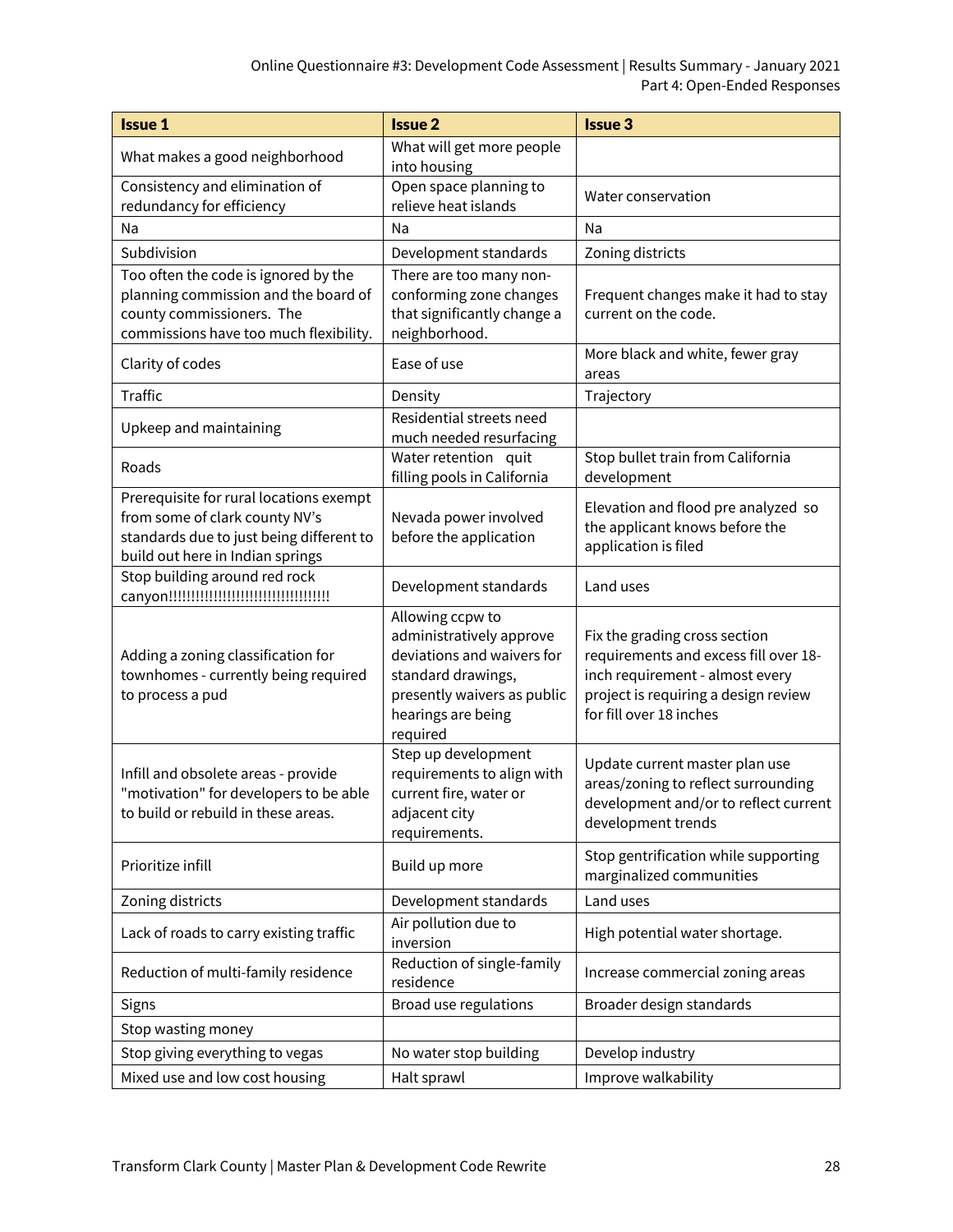| Issue 1 | Issue 2 | Issue 3 |
|---|---|---|
| What makes a good neighborhood | What will get more people into housing | |
| Consistency and elimination of redundancy for efficiency | Open space planning to relieve heat islands | Water conservation |
| Na | Na | Na |
| Subdivision | Development standards | Zoning districts |
| Too often the code is ignored by the planning commission and the board of county commissioners. The commissions have too much flexibility. | There are too many non-conforming zone changes that significantly change a neighborhood. | Frequent changes make it had to stay current on the code. |
| Clarity of codes | Ease of use | More black and white, fewer gray areas |
| Traffic | Density | Trajectory |
| Upkeep and maintaining | Residential streets need much needed resurfacing | |
| Roads | Water retention quit filling pools in California | Stop bullet train from California development |
| Prerequisite for rural locations exempt from some of clark county NV's standards due to just being different to build out here in Indian springs | Nevada power involved before the application | Elevation and flood pre analyzed so the applicant knows before the application is filed |
| Stop building around red rock canyon!!!!!!!!!!!!!!!!!!!!!!!!!!!!!!!!!!! | Development standards | Land uses |
| Adding a zoning classification for townhomes - currently being required to process a pud | Allowing ccpw to administratively approve deviations and waivers for standard drawings, presently waivers as public hearings are being required | Fix the grading cross section requirements and excess fill over 18-inch requirement - almost every project is requiring a design review for fill over 18 inches |
| Infill and obsolete areas - provide "motivation" for developers to be able to build or rebuild in these areas. | Step up development requirements to align with current fire, water or adjacent city requirements. | Update current master plan use areas/zoning to reflect surrounding development and/or to reflect current development trends |
| Prioritize infill | Build up more | Stop gentrification while supporting marginalized communities |
| Zoning districts | Development standards | Land uses |
| Lack of roads to carry existing traffic | Air pollution due to inversion | High potential water shortage. |
| Reduction of multi-family residence | Reduction of single-family residence | Increase commercial zoning areas |
| Signs | Broad use regulations | Broader design standards |
| Stop wasting money | | |
| Stop giving everything to vegas | No water stop building | Develop industry |
| Mixed use and low cost housing | Halt sprawl | Improve walkability |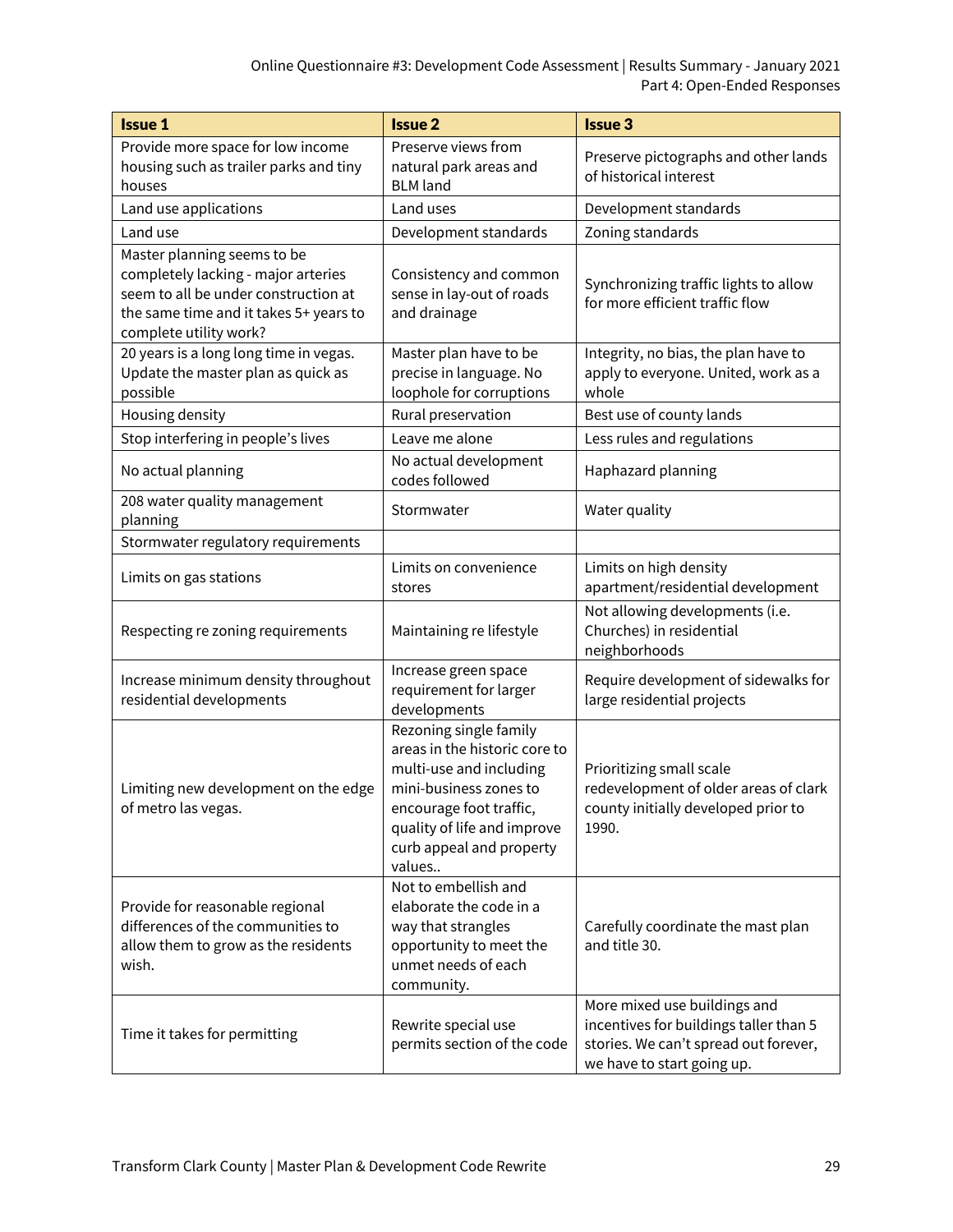| Issue 1 | Issue 2 | Issue 3 |
| --- | --- | --- |
| Provide more space for low income housing such as trailer parks and tiny houses | Preserve views from natural park areas and BLM land | Preserve pictographs and other lands of historical interest |
| Land use applications | Land uses | Development standards |
| Land use | Development standards | Zoning standards |
| Master planning seems to be completely lacking - major arteries seem to all be under construction at the same time and it takes 5+ years to complete utility work? | Consistency and common sense in lay-out of roads and drainage | Synchronizing traffic lights to allow for more efficient traffic flow |
| 20 years is a long long time in vegas. Update the master plan as quick as possible | Master plan have to be precise in language. No loophole for corruptions | Integrity, no bias, the plan have to apply to everyone. United, work as a whole |
| Housing density | Rural preservation | Best use of county lands |
| Stop interfering in people's lives | Leave me alone | Less rules and regulations |
| No actual planning | No actual development codes followed | Haphazard planning |
| 208 water quality management planning | Stormwater | Water quality |
| Stormwater regulatory requirements | | |
| Limits on gas stations | Limits on convenience stores | Limits on high density apartment/residential development |
| Respecting re zoning requirements | Maintaining re lifestyle | Not allowing developments (i.e. Churches) in residential neighborhoods |
| Increase minimum density throughout residential developments | Increase green space requirement for larger developments | Require development of sidewalks for large residential projects |
| Limiting new development on the edge of metro las vegas. | Rezoning single family areas in the historic core to multi-use and including mini-business zones to encourage foot traffic, quality of life and improve curb appeal and property values.. | Prioritizing small scale redevelopment of older areas of clark county initially developed prior to 1990. |
| Provide for reasonable regional differences of the communities to allow them to grow as the residents wish. | Not to embellish and elaborate the code in a way that strangles opportunity to meet the unmet needs of each community. | Carefully coordinate the mast plan and title 30. |
| Time it takes for permitting | Rewrite special use permits section of the code | More mixed use buildings and incentives for buildings taller than 5 stories. We can't spread out forever, we have to start going up. |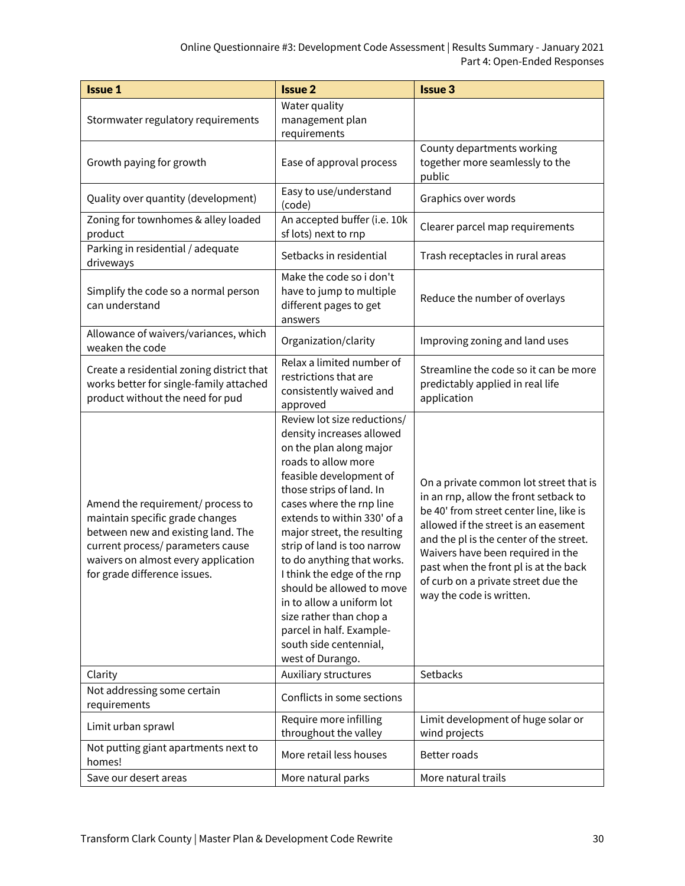| Issue 1 | Issue 2 | Issue 3 |
|---|---|---|
| Stormwater regulatory requirements | Water quality management plan requirements | |
| Growth paying for growth | Ease of approval process | County departments working together more seamlessly to the public |
| Quality over quantity (development) | Easy to use/understand (code) | Graphics over words |
| Zoning for townhomes & alley loaded product | An accepted buffer (i.e. 10k sf lots) next to rnp | Clearer parcel map requirements |
| Parking in residential / adequate driveways | Setbacks in residential | Trash receptacles in rural areas |
| Simplify the code so a normal person can understand | Make the code so i don't have to jump to multiple different pages to get answers | Reduce the number of overlays |
| Allowance of waivers/variances, which weaken the code | Organization/clarity | Improving zoning and land uses |
| Create a residential zoning district that works better for single-family attached product without the need for pud | Relax a limited number of restrictions that are consistently waived and approved | Streamline the code so it can be more predictably applied in real life application |
| Amend the requirement/ process to maintain specific grade changes between new and existing land. The current process/ parameters cause waivers on almost every application for grade difference issues. | Review lot size reductions/ density increases allowed on the plan along major roads to allow more feasible development of those strips of land. In cases where the rnp line extends to within 330' of a major street, the resulting strip of land is too narrow to do anything that works. I think the edge of the rnp should be allowed to move in to allow a uniform lot size rather than chop a parcel in half. Example- south side centennial, west of Durango. | On a private common lot street that is in an rnp, allow the front setback to be 40' from street center line, like is allowed if the street is an easement and the pl is the center of the street. Waivers have been required in the past when the front pl is at the back of curb on a private street due the way the code is written. |
| Clarity | Auxiliary structures | Setbacks |
| Not addressing some certain requirements | Conflicts in some sections | |
| Limit urban sprawl | Require more infilling throughout the valley | Limit development of huge solar or wind projects |
| Not putting giant apartments next to homes! | More retail less houses | Better roads |
| Save our desert areas | More natural parks | More natural trails |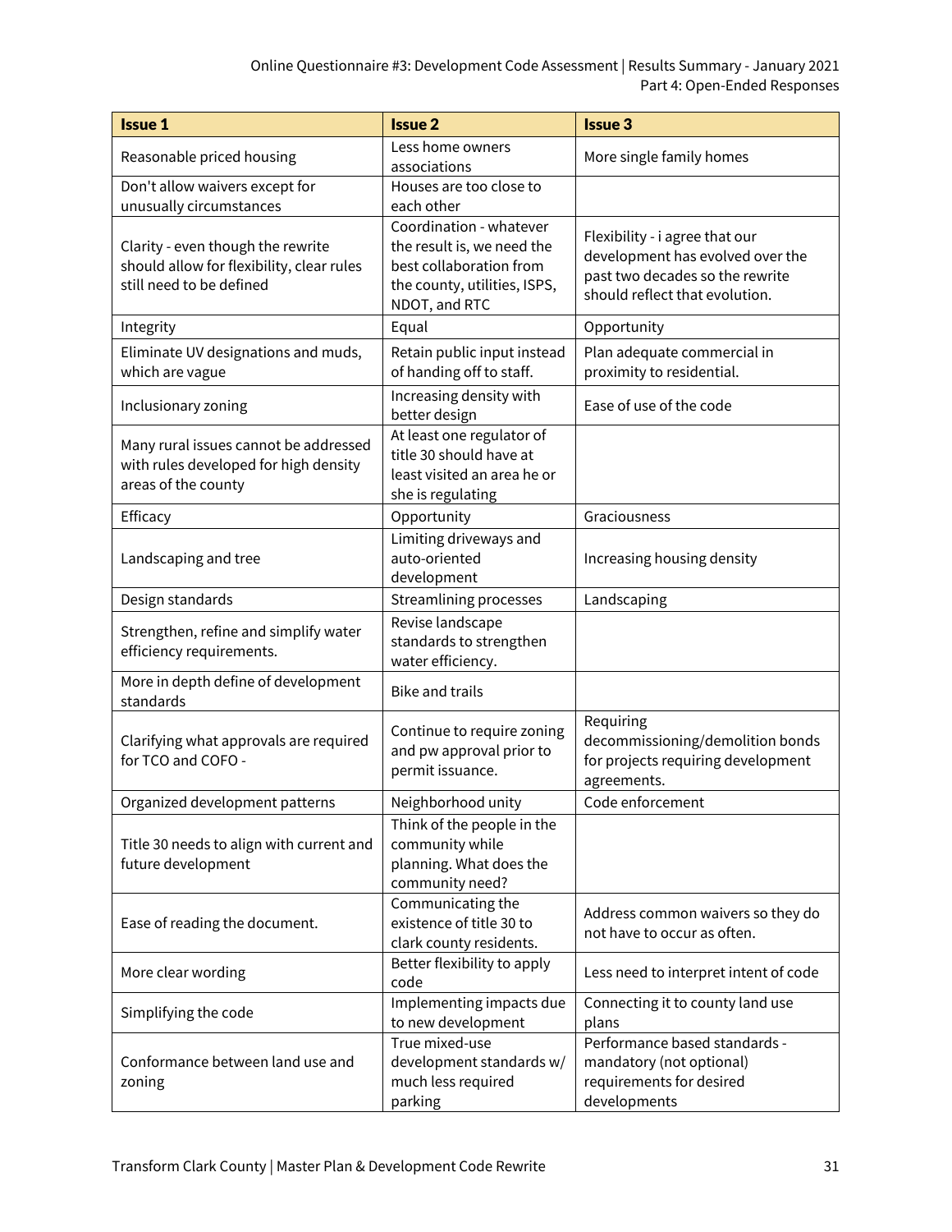| Issue 1 | Issue 2 | Issue 3 |
|---|---|---|
| Reasonable priced housing | Less home owners associations | More single family homes |
| Don't allow waivers except for unusually circumstances | Houses are too close to each other | |
| Clarity - even though the rewrite should allow for flexibility, clear rules still need to be defined | Coordination - whatever the result is, we need the best collaboration from the county, utilities, ISPS, NDOT, and RTC | Flexibility - i agree that our development has evolved over the past two decades so the rewrite should reflect that evolution. |
| Integrity | Equal | Opportunity |
| Eliminate UV designations and muds, which are vague | Retain public input instead of handing off to staff. | Plan adequate commercial in proximity to residential. |
| Inclusionary zoning | Increasing density with better design | Ease of use of the code |
| Many rural issues cannot be addressed with rules developed for high density areas of the county | At least one regulator of title 30 should have at least visited an area he or she is regulating | |
| Efficacy | Opportunity | Graciousness |
| Landscaping and tree | Limiting driveways and auto-oriented development | Increasing housing density |
| Design standards | Streamlining processes | Landscaping |
| Strengthen, refine and simplify water efficiency requirements. | Revise landscape standards to strengthen water efficiency. | |
| More in depth define of development standards | Bike and trails | |
| Clarifying what approvals are required for TCO and COFO - | Continue to require zoning and pw approval prior to permit issuance. | Requiring decommissioning/demolition bonds for projects requiring development agreements. |
| Organized development patterns | Neighborhood unity | Code enforcement |
| Title 30 needs to align with current and future development | Think of the people in the community while planning. What does the community need? | |
| Ease of reading the document. | Communicating the existence of title 30 to clark county residents. | Address common waivers so they do not have to occur as often. |
| More clear wording | Better flexibility to apply code | Less need to interpret intent of code |
| Simplifying the code | Implementing impacts due to new development | Connecting it to county land use plans |
| Conformance between land use and zoning | True mixed-use development standards w/ much less required parking | Performance based standards - mandatory (not optional) requirements for desired developments |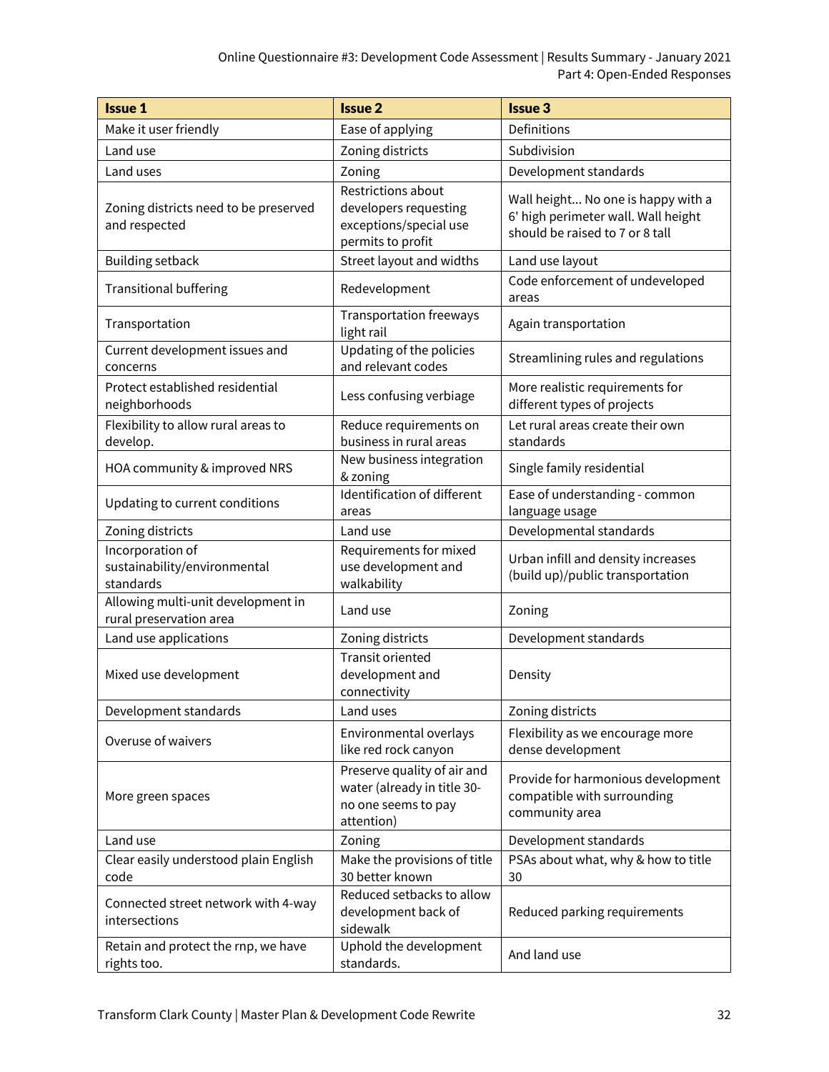| Issue 1 | Issue 2 | Issue 3 |
|---|---|---|
| Make it user friendly | Ease of applying | Definitions |
| Land use | Zoning districts | Subdivision |
| Land uses | Zoning | Development standards |
| Zoning districts need to be preserved and respected | Restrictions about developers requesting exceptions/special use permits to profit | Wall height... No one is happy with a 6' high perimeter wall. Wall height should be raised to 7 or 8 tall |
| Building setback | Street layout and widths | Land use layout |
| Transitional buffering | Redevelopment | Code enforcement of undeveloped areas |
| Transportation | Transportation freeways light rail | Again transportation |
| Current development issues and concerns | Updating of the policies and relevant codes | Streamlining rules and regulations |
| Protect established residential neighborhoods | Less confusing verbiage | More realistic requirements for different types of projects |
| Flexibility to allow rural areas to develop. | Reduce requirements on business in rural areas | Let rural areas create their own standards |
| HOA community & improved NRS | New business integration & zoning | Single family residential |
| Updating to current conditions | Identification of different areas | Ease of understanding - common language usage |
| Zoning districts | Land use | Developmental standards |
| Incorporation of sustainability/environmental standards | Requirements for mixed use development and walkability | Urban infill and density increases (build up)/public transportation |
| Allowing multi-unit development in rural preservation area | Land use | Zoning |
| Land use applications | Zoning districts | Development standards |
| Mixed use development | Transit oriented development and connectivity | Density |
| Development standards | Land uses | Zoning districts |
| Overuse of waivers | Environmental overlays like red rock canyon | Flexibility as we encourage more dense development |
| More green spaces | Preserve quality of air and water (already in title 30- no one seems to pay attention) | Provide for harmonious development compatible with surrounding community area |
| Land use | Zoning | Development standards |
| Clear easily understood plain English code | Make the provisions of title 30 better known | PSAs about what, why & how to title 30 |
| Connected street network with 4-way intersections | Reduced setbacks to allow development back of sidewalk | Reduced parking requirements |
| Retain and protect the rnp, we have rights too. | Uphold the development standards. | And land use |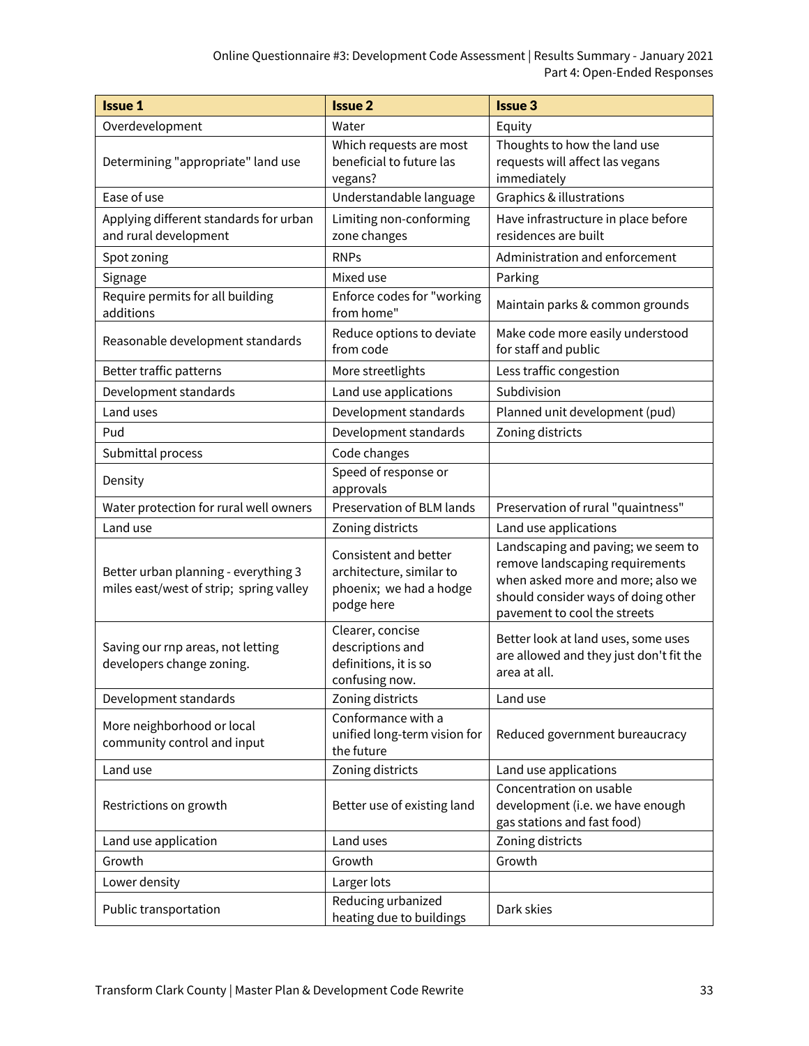| Issue 1 | Issue 2 | Issue 3 |
|---|---|---|
| Overdevelopment | Water | Equity |
| Determining "appropriate" land use | Which requests are most beneficial to future las vegans? | Thoughts to how the land use requests will affect las vegans immediately |
| Ease of use | Understandable language | Graphics & illustrations |
| Applying different standards for urban and rural development | Limiting non-conforming zone changes | Have infrastructure in place before residences are built |
| Spot zoning | RNPs | Administration and enforcement |
| Signage | Mixed use | Parking |
| Require permits for all building additions | Enforce codes for "working from home" | Maintain parks & common grounds |
| Reasonable development standards | Reduce options to deviate from code | Make code more easily understood for staff and public |
| Better traffic patterns | More streetlights | Less traffic congestion |
| Development standards | Land use applications | Subdivision |
| Land uses | Development standards | Planned unit development (pud) |
| Pud | Development standards | Zoning districts |
| Submittal process | Code changes | |
| Density | Speed of response or approvals | |
| Water protection for rural well owners | Preservation of BLM lands | Preservation of rural "quaintness" |
| Land use | Zoning districts | Land use applications |
| Better urban planning - everything 3 miles east/west of strip; spring valley | Consistent and better architecture, similar to phoenix; we had a hodge podge here | Landscaping and paving; we seem to remove landscaping requirements when asked more and more; also we should consider ways of doing other pavement to cool the streets |
| Saving our rnp areas, not letting developers change zoning. | Clearer, concise descriptions and definitions, it is so confusing now. | Better look at land uses, some uses are allowed and they just don't fit the area at all. |
| Development standards | Zoning districts | Land use |
| More neighborhood or local community control and input | Conformance with a unified long-term vision for the future | Reduced government bureaucracy |
| Land use | Zoning districts | Land use applications |
| Restrictions on growth | Better use of existing land | Concentration on usable development (i.e. we have enough gas stations and fast food) |
| Land use application | Land uses | Zoning districts |
| Growth | Growth | Growth |
| Lower density | Larger lots | |
| Public transportation | Reducing urbanized heating due to buildings | Dark skies |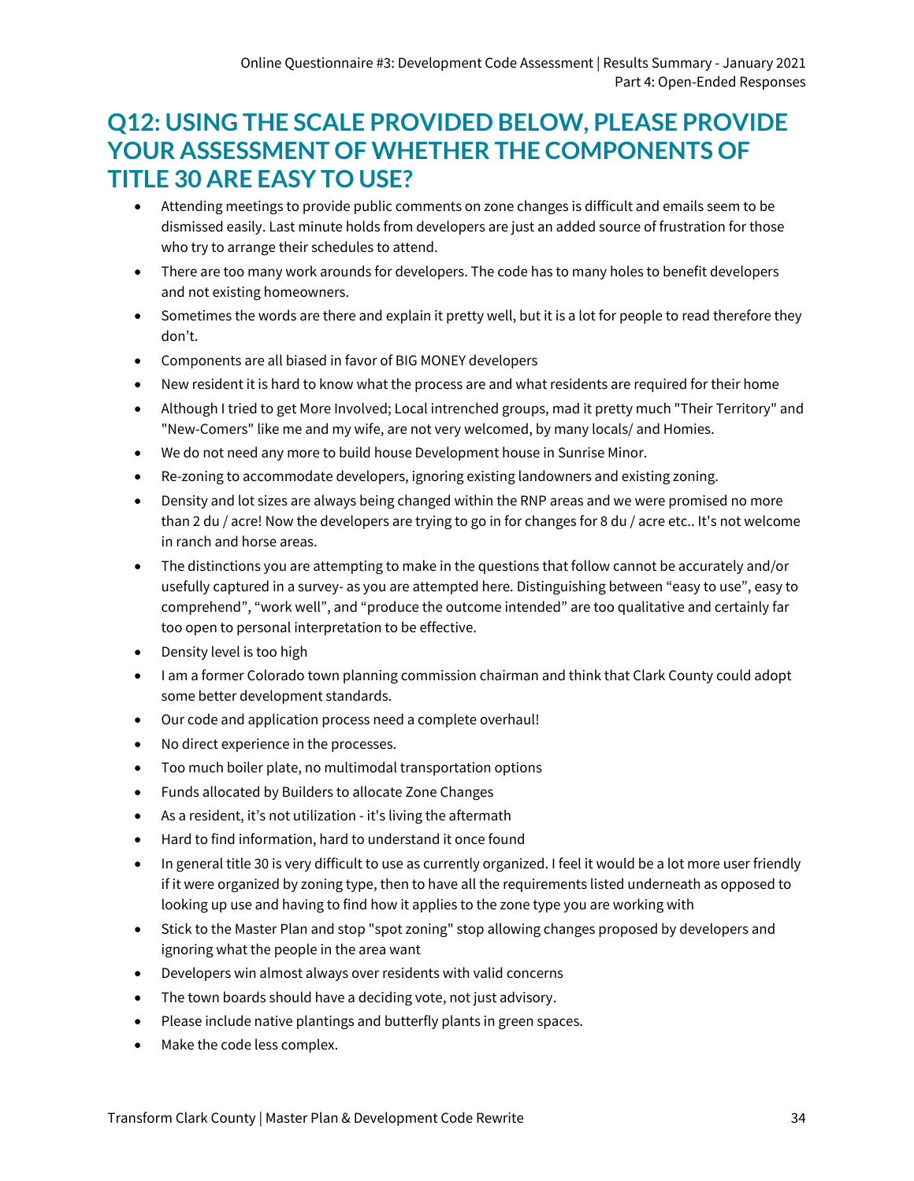## Q12: USING THE SCALE PROVIDED BELOW, PLEASE PROVIDE YOUR ASSESSMENT OF WHETHER THE COMPONENTS OF TITLE 30 ARE EASY TO USE?

- Attending meetings to provide public comments on zone changes is difficult and emails seem to be dismissed easily. Last minute holds from developers are just an added source of frustration for those who try to arrange their schedules to attend.
- There are too many work arounds for developers. The code has to many holes to benefit developers and not existing homeowners.
- Sometimes the words are there and explain it pretty well, but it is a lot for people to read therefore they don't.
- Components are all biased in favor of BIG MONEY developers
- New resident it is hard to know what the process are and what residents are required for their home
- Although I tried to get More Involved; Local intrenched groups, mad it pretty much "Their Territory" and "New-Comers" like me and my wife, are not very welcomed, by many locals/ and Homies.
- We do not need any more to build house Development house in Sunrise Minor.
- Re-zoning to accommodate developers, ignoring existing landowners and existing zoning.
- Density and lot sizes are always being changed within the RNP areas and we were promised no more than 2 du / acre! Now the developers are trying to go in for changes for 8 du / acre etc.. It's not welcome in ranch and horse areas.
- The distinctions you are attempting to make in the questions that follow cannot be accurately and/or usefully captured in a survey- as you are attempted here. Distinguishing between "easy to use", easy to comprehend", "work well", and "produce the outcome intended" are too qualitative and certainly far too open to personal interpretation to be effective.
- Density level is too high
- I am a former Colorado town planning commission chairman and think that Clark County could adopt some better development standards.
- Our code and application process need a complete overhaul!
- No direct experience in the processes.
- Too much boiler plate, no multimodal transportation options
- Funds allocated by Builders to allocate Zone Changes
- As a resident, it's not utilization - it's living the aftermath
- Hard to find information, hard to understand it once found
- In general title 30 is very difficult to use as currently organized. I feel it would be a lot more user friendly if it were organized by zoning type, then to have all the requirements listed underneath as opposed to looking up use and having to find how it applies to the zone type you are working with
- Stick to the Master Plan and stop "spot zoning" stop allowing changes proposed by developers and ignoring what the people in the area want
- Developers win almost always over residents with valid concerns
- The town boards should have a deciding vote, not just advisory.
- Please include native plantings and butterfly plants in green spaces.
- Make the code less complex.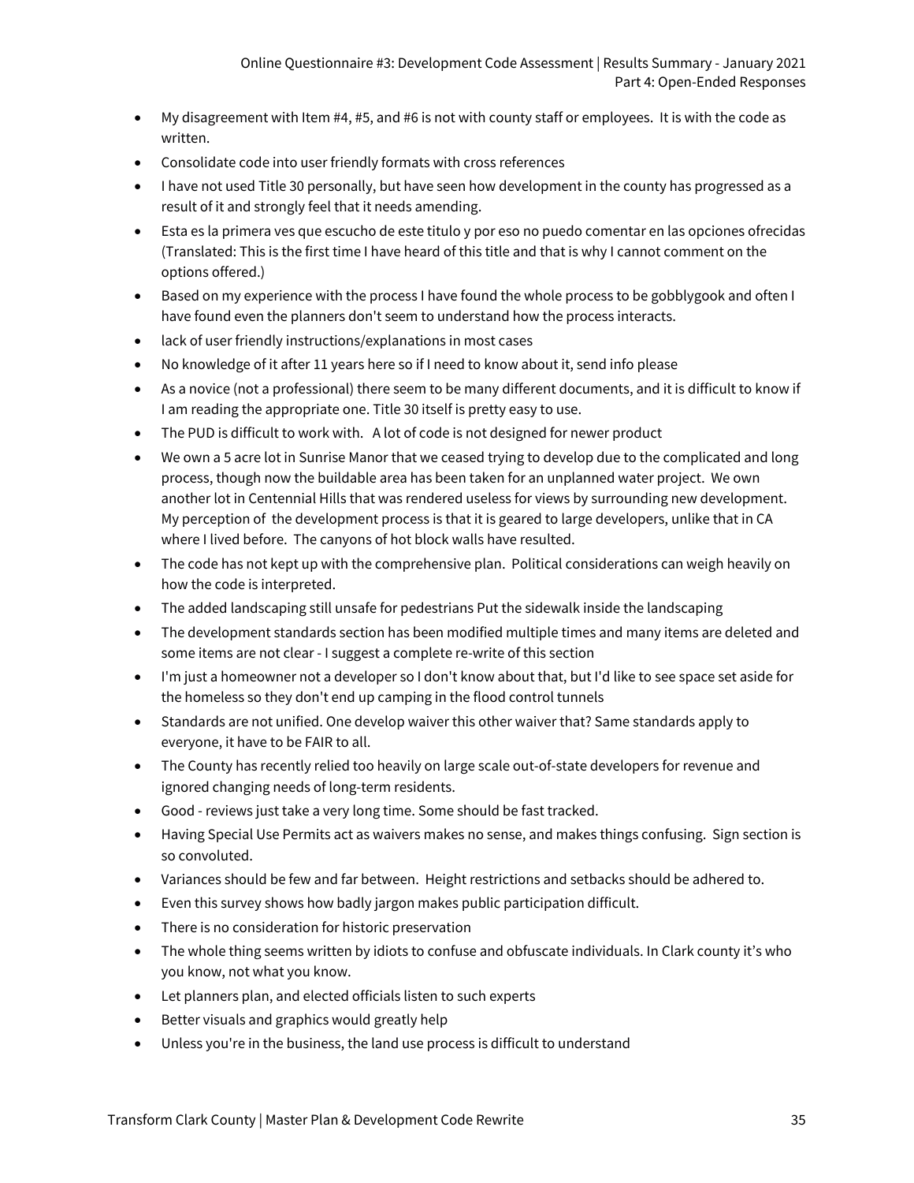- My disagreement with Item #4, #5, and #6 is not with county staff or employees. It is with the code as written.
- Consolidate code into user friendly formats with cross references
- I have not used Title 30 personally, but have seen how development in the county has progressed as a result of it and strongly feel that it needs amending.
- Esta es la primera ves que escucho de este titulo y por eso no puedo comentar en las opciones ofrecidas (Translated: This is the first time I have heard of this title and that is why I cannot comment on the options offered.)
- Based on my experience with the process I have found the whole process to be gobblygook and often I have found even the planners don't seem to understand how the process interacts.
- lack of user friendly instructions/explanations in most cases
- No knowledge of it after 11 years here so if I need to know about it, send info please
- As a novice (not a professional) there seem to be many different documents, and it is difficult to know if I am reading the appropriate one. Title 30 itself is pretty easy to use.
- The PUD is difficult to work with. A lot of code is not designed for newer product
- We own a 5 acre lot in Sunrise Manor that we ceased trying to develop due to the complicated and long process, though now the buildable area has been taken for an unplanned water project. We own another lot in Centennial Hills that was rendered useless for views by surrounding new development. My perception of the development process is that it is geared to large developers, unlike that in CA where I lived before. The canyons of hot block walls have resulted.
- The code has not kept up with the comprehensive plan. Political considerations can weigh heavily on how the code is interpreted.
- The added landscaping still unsafe for pedestrians Put the sidewalk inside the landscaping
- The development standards section has been modified multiple times and many items are deleted and some items are not clear - I suggest a complete re-write of this section
- I'm just a homeowner not a developer so I don't know about that, but I'd like to see space set aside for the homeless so they don't end up camping in the flood control tunnels
- Standards are not unified. One develop waiver this other waiver that? Same standards apply to everyone, it have to be FAIR to all.
- The County has recently relied too heavily on large scale out-of-state developers for revenue and ignored changing needs of long-term residents.
- Good - reviews just take a very long time. Some should be fast tracked.
- Having Special Use Permits act as waivers makes no sense, and makes things confusing. Sign section is so convoluted.
- Variances should be few and far between. Height restrictions and setbacks should be adhered to.
- Even this survey shows how badly jargon makes public participation difficult.
- There is no consideration for historic preservation
- The whole thing seems written by idiots to confuse and obfuscate individuals. In Clark county it's who you know, not what you know.
- Let planners plan, and elected officials listen to such experts
- Better visuals and graphics would greatly help
- Unless you're in the business, the land use process is difficult to understand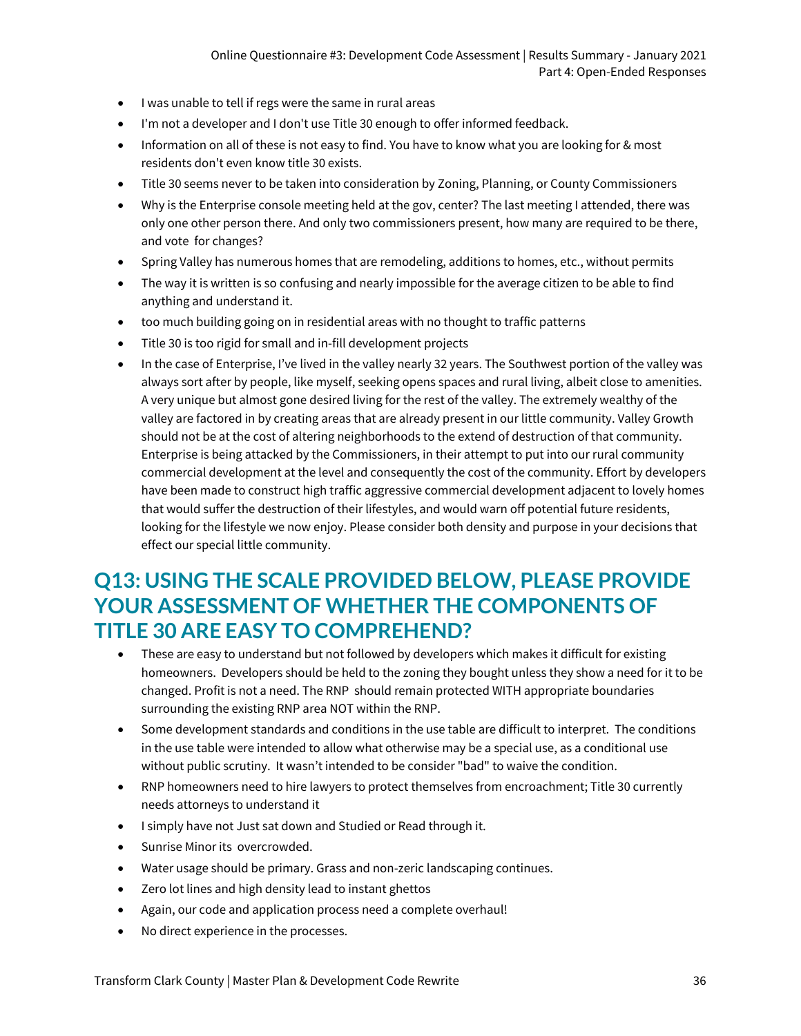- I was unable to tell if regs were the same in rural areas
- I'm not a developer and I don't use Title 30 enough to offer informed feedback.
- Information on all of these is not easy to find. You have to know what you are looking for & most residents don't even know title 30 exists.
- Title 30 seems never to be taken into consideration by Zoning, Planning, or County Commissioners
- Why is the Enterprise console meeting held at the gov, center? The last meeting I attended, there was only one other person there. And only two commissioners present, how many are required to be there, and vote for changes?
- Spring Valley has numerous homes that are remodeling, additions to homes, etc., without permits
- The way it is written is so confusing and nearly impossible for the average citizen to be able to find anything and understand it.
- too much building going on in residential areas with no thought to traffic patterns
- Title 30 is too rigid for small and in-fill development projects
- In the case of Enterprise, I've lived in the valley nearly 32 years. The Southwest portion of the valley was always sort after by people, like myself, seeking opens spaces and rural living, albeit close to amenities. A very unique but almost gone desired living for the rest of the valley. The extremely wealthy of the valley are factored in by creating areas that are already present in our little community. Valley Growth should not be at the cost of altering neighborhoods to the extend of destruction of that community. Enterprise is being attacked by the Commissioners, in their attempt to put into our rural community commercial development at the level and consequently the cost of the community. Effort by developers have been made to construct high traffic aggressive commercial development adjacent to lovely homes that would suffer the destruction of their lifestyles, and would warn off potential future residents, looking for the lifestyle we now enjoy. Please consider both density and purpose in your decisions that effect our special little community.

## Q13: USING THE SCALE PROVIDED BELOW, PLEASE PROVIDE YOUR ASSESSMENT OF WHETHER THE COMPONENTS OF TITLE 30 ARE EASY TO COMPREHEND?

- These are easy to understand but not followed by developers which makes it difficult for existing homeowners. Developers should be held to the zoning they bought unless they show a need for it to be changed. Profit is not a need. The RNP should remain protected WITH appropriate boundaries surrounding the existing RNP area NOT within the RNP.
- Some development standards and conditions in the use table are difficult to interpret. The conditions in the use table were intended to allow what otherwise may be a special use, as a conditional use without public scrutiny. It wasn't intended to be consider "bad" to waive the condition.
- RNP homeowners need to hire lawyers to protect themselves from encroachment; Title 30 currently needs attorneys to understand it
- I simply have not Just sat down and Studied or Read through it.
- Sunrise Minor its overcrowded.
- Water usage should be primary. Grass and non-zeric landscaping continues.
- Zero lot lines and high density lead to instant ghettos
- Again, our code and application process need a complete overhaul!
- No direct experience in the processes.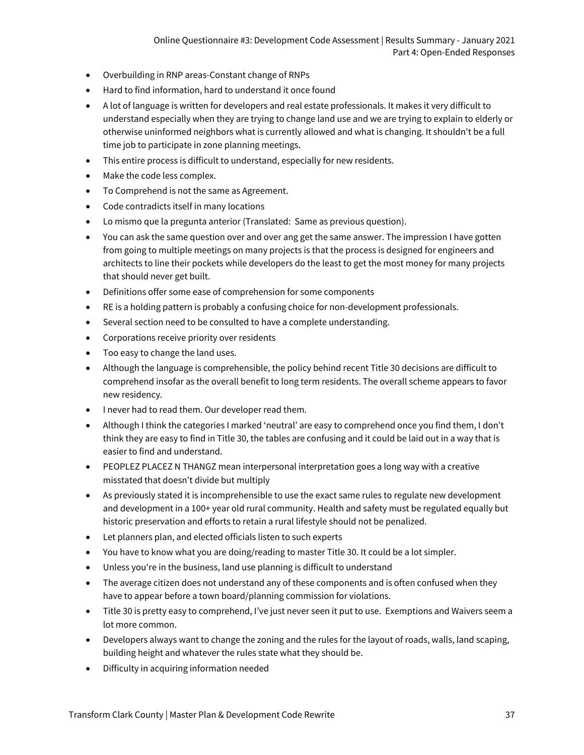- Overbuilding in RNP areas-Constant change of RNPs
- Hard to find information, hard to understand it once found
- A lot of language is written for developers and real estate professionals. It makes it very difficult to understand especially when they are trying to change land use and we are trying to explain to elderly or otherwise uninformed neighbors what is currently allowed and what is changing. It shouldn't be a full time job to participate in zone planning meetings.
- This entire process is difficult to understand, especially for new residents.
- Make the code less complex.
- To Comprehend is not the same as Agreement.
- Code contradicts itself in many locations
- Lo mismo que la pregunta anterior (Translated: Same as previous question).
- You can ask the same question over and over ang get the same answer. The impression I have gotten from going to multiple meetings on many projects is that the process is designed for engineers and architects to line their pockets while developers do the least to get the most money for many projects that should never get built.
- Definitions offer some ease of comprehension for some components
- RE is a holding pattern is probably a confusing choice for non-development professionals.
- Several section need to be consulted to have a complete understanding.
- Corporations receive priority over residents
- Too easy to change the land uses.
- Although the language is comprehensible, the policy behind recent Title 30 decisions are difficult to comprehend insofar as the overall benefit to long term residents. The overall scheme appears to favor new residency.
- I never had to read them. Our developer read them.
- Although I think the categories I marked 'neutral' are easy to comprehend once you find them, I don't think they are easy to find in Title 30, the tables are confusing and it could be laid out in a way that is easier to find and understand.
- PEOPLEZ PLACEZ N THANGZ mean interpersonal interpretation goes a long way with a creative misstated that doesn't divide but multiply
- As previously stated it is incomprehensible to use the exact same rules to regulate new development and development in a 100+ year old rural community. Health and safety must be regulated equally but historic preservation and efforts to retain a rural lifestyle should not be penalized.
- Let planners plan, and elected officials listen to such experts
- You have to know what you are doing/reading to master Title 30. It could be a lot simpler.
- Unless you're in the business, land use planning is difficult to understand
- The average citizen does not understand any of these components and is often confused when they have to appear before a town board/planning commission for violations.
- Title 30 is pretty easy to comprehend, I've just never seen it put to use. Exemptions and Waivers seem a lot more common.
- Developers always want to change the zoning and the rules for the layout of roads, walls, land scaping, building height and whatever the rules state what they should be.
- Difficulty in acquiring information needed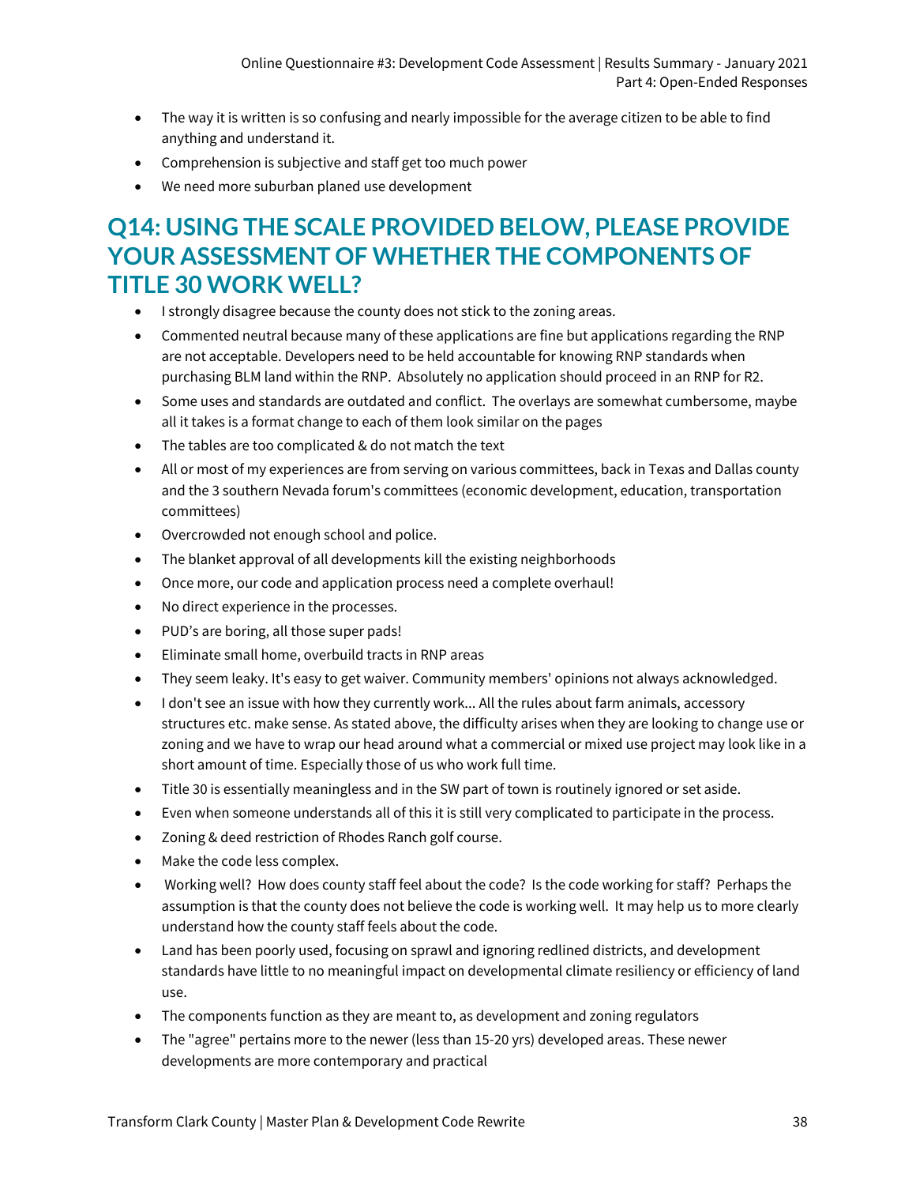- The way it is written is so confusing and nearly impossible for the average citizen to be able to find anything and understand it.
- Comprehension is subjective and staff get too much power
- We need more suburban planed use development

## Q14: USING THE SCALE PROVIDED BELOW, PLEASE PROVIDE YOUR ASSESSMENT OF WHETHER THE COMPONENTS OF TITLE 30 WORK WELL?

- I strongly disagree because the county does not stick to the zoning areas.
- Commented neutral because many of these applications are fine but applications regarding the RNP are not acceptable. Developers need to be held accountable for knowing RNP standards when purchasing BLM land within the RNP. Absolutely no application should proceed in an RNP for R2.
- Some uses and standards are outdated and conflict. The overlays are somewhat cumbersome, maybe all it takes is a format change to each of them look similar on the pages
- The tables are too complicated & do not match the text
- All or most of my experiences are from serving on various committees, back in Texas and Dallas county and the 3 southern Nevada forum's committees (economic development, education, transportation committees)
- Overcrowded not enough school and police.
- The blanket approval of all developments kill the existing neighborhoods
- Once more, our code and application process need a complete overhaul!
- No direct experience in the processes.
- PUD's are boring, all those super pads!
- Eliminate small home, overbuild tracts in RNP areas
- They seem leaky. It's easy to get waiver. Community members' opinions not always acknowledged.
- I don't see an issue with how they currently work... All the rules about farm animals, accessory structures etc. make sense. As stated above, the difficulty arises when they are looking to change use or zoning and we have to wrap our head around what a commercial or mixed use project may look like in a short amount of time. Especially those of us who work full time.
- Title 30 is essentially meaningless and in the SW part of town is routinely ignored or set aside.
- Even when someone understands all of this it is still very complicated to participate in the process.
- Zoning & deed restriction of Rhodes Ranch golf course.
- Make the code less complex.
- Working well? How does county staff feel about the code? Is the code working for staff? Perhaps the assumption is that the county does not believe the code is working well. It may help us to more clearly understand how the county staff feels about the code.
- Land has been poorly used, focusing on sprawl and ignoring redlined districts, and development standards have little to no meaningful impact on developmental climate resiliency or efficiency of land use.
- The components function as they are meant to, as development and zoning regulators
- The "agree" pertains more to the newer (less than 15-20 yrs) developed areas. These newer developments are more contemporary and practical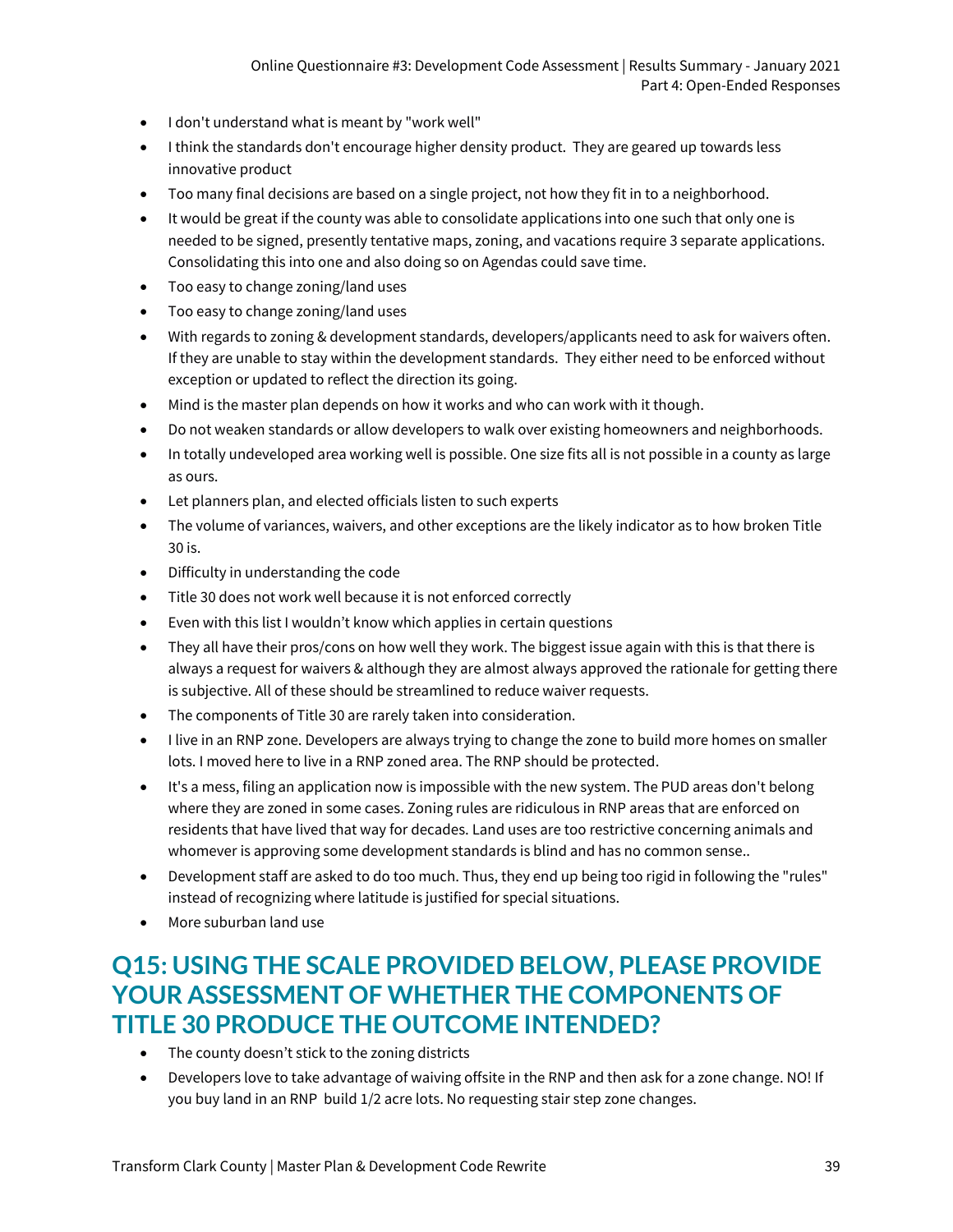- I don't understand what is meant by "work well"
- I think the standards don't encourage higher density product. They are geared up towards less innovative product
- Too many final decisions are based on a single project, not how they fit in to a neighborhood.
- It would be great if the county was able to consolidate applications into one such that only one is needed to be signed, presently tentative maps, zoning, and vacations require 3 separate applications. Consolidating this into one and also doing so on Agendas could save time.
- Too easy to change zoning/land uses
- Too easy to change zoning/land uses
- With regards to zoning & development standards, developers/applicants need to ask for waivers often. If they are unable to stay within the development standards. They either need to be enforced without exception or updated to reflect the direction its going.
- Mind is the master plan depends on how it works and who can work with it though.
- Do not weaken standards or allow developers to walk over existing homeowners and neighborhoods.
- In totally undeveloped area working well is possible. One size fits all is not possible in a county as large as ours.
- Let planners plan, and elected officials listen to such experts
- The volume of variances, waivers, and other exceptions are the likely indicator as to how broken Title 30 is.
- Difficulty in understanding the code
- Title 30 does not work well because it is not enforced correctly
- Even with this list I wouldn't know which applies in certain questions
- They all have their pros/cons on how well they work. The biggest issue again with this is that there is always a request for waivers & although they are almost always approved the rationale for getting there is subjective. All of these should be streamlined to reduce waiver requests.
- The components of Title 30 are rarely taken into consideration.
- I live in an RNP zone. Developers are always trying to change the zone to build more homes on smaller lots. I moved here to live in a RNP zoned area. The RNP should be protected.
- It's a mess, filing an application now is impossible with the new system. The PUD areas don't belong where they are zoned in some cases. Zoning rules are ridiculous in RNP areas that are enforced on residents that have lived that way for decades. Land uses are too restrictive concerning animals and whomever is approving some development standards is blind and has no common sense..
- Development staff are asked to do too much. Thus, they end up being too rigid in following the "rules" instead of recognizing where latitude is justified for special situations.
- More suburban land use

## Q15: USING THE SCALE PROVIDED BELOW, PLEASE PROVIDE YOUR ASSESSMENT OF WHETHER THE COMPONENTS OF TITLE 30 PRODUCE THE OUTCOME INTENDED?

- The county doesn't stick to the zoning districts
- Developers love to take advantage of waiving offsite in the RNP and then ask for a zone change. NO! If you buy land in an RNP build 1/2 acre lots. No requesting stair step zone changes.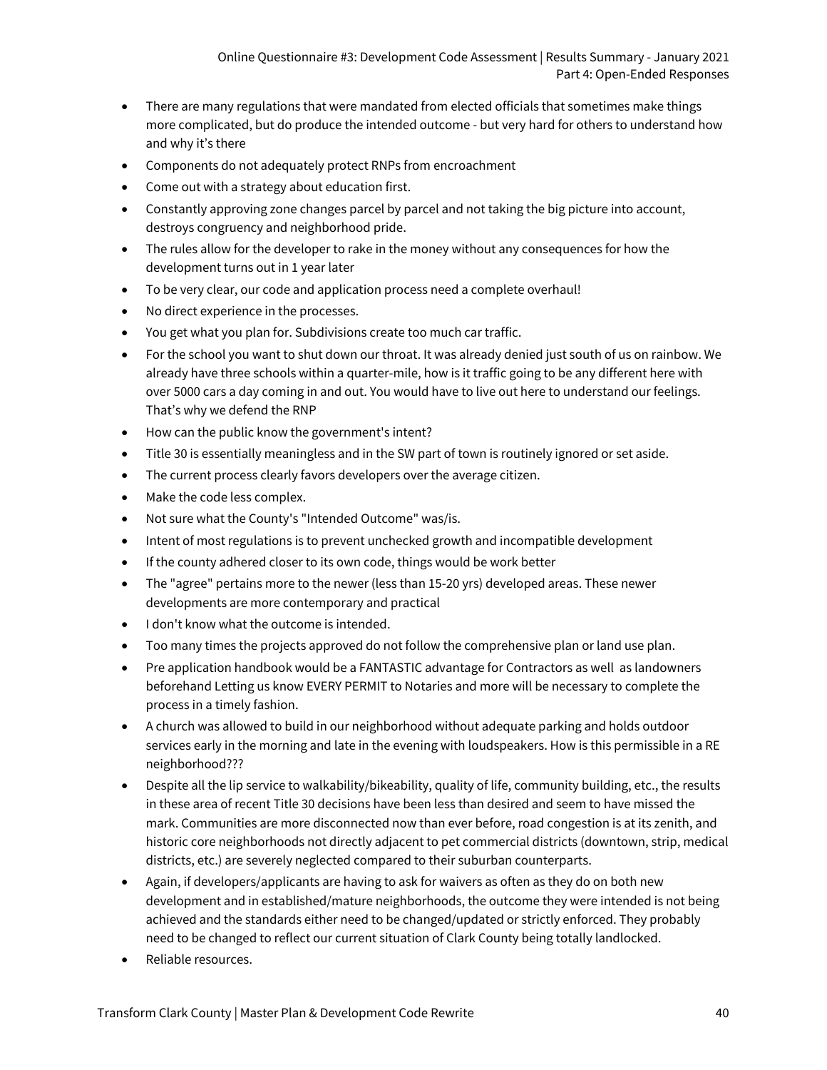- There are many regulations that were mandated from elected officials that sometimes make things more complicated, but do produce the intended outcome - but very hard for others to understand how and why it's there
- Components do not adequately protect RNPs from encroachment
- Come out with a strategy about education first.
- Constantly approving zone changes parcel by parcel and not taking the big picture into account, destroys congruency and neighborhood pride.
- The rules allow for the developer to rake in the money without any consequences for how the development turns out in 1 year later
- To be very clear, our code and application process need a complete overhaul!
- No direct experience in the processes.
- You get what you plan for. Subdivisions create too much car traffic.
- For the school you want to shut down our throat. It was already denied just south of us on rainbow. We already have three schools within a quarter-mile, how is it traffic going to be any different here with over 5000 cars a day coming in and out. You would have to live out here to understand our feelings. That's why we defend the RNP
- How can the public know the government's intent?
- Title 30 is essentially meaningless and in the SW part of town is routinely ignored or set aside.
- The current process clearly favors developers over the average citizen.
- Make the code less complex.
- Not sure what the County's "Intended Outcome" was/is.
- Intent of most regulations is to prevent unchecked growth and incompatible development
- If the county adhered closer to its own code, things would be work better
- The "agree" pertains more to the newer (less than 15-20 yrs) developed areas. These newer developments are more contemporary and practical
- I don't know what the outcome is intended.
- Too many times the projects approved do not follow the comprehensive plan or land use plan.
- Pre application handbook would be a FANTASTIC advantage for Contractors as well as landowners beforehand Letting us know EVERY PERMIT to Notaries and more will be necessary to complete the process in a timely fashion.
- A church was allowed to build in our neighborhood without adequate parking and holds outdoor services early in the morning and late in the evening with loudspeakers. How is this permissible in a RE neighborhood???
- Despite all the lip service to walkability/bikeability, quality of life, community building, etc., the results in these area of recent Title 30 decisions have been less than desired and seem to have missed the mark. Communities are more disconnected now than ever before, road congestion is at its zenith, and historic core neighborhoods not directly adjacent to pet commercial districts (downtown, strip, medical districts, etc.) are severely neglected compared to their suburban counterparts.
- Again, if developers/applicants are having to ask for waivers as often as they do on both new development and in established/mature neighborhoods, the outcome they were intended is not being achieved and the standards either need to be changed/updated or strictly enforced. They probably need to be changed to reflect our current situation of Clark County being totally landlocked.
- Reliable resources.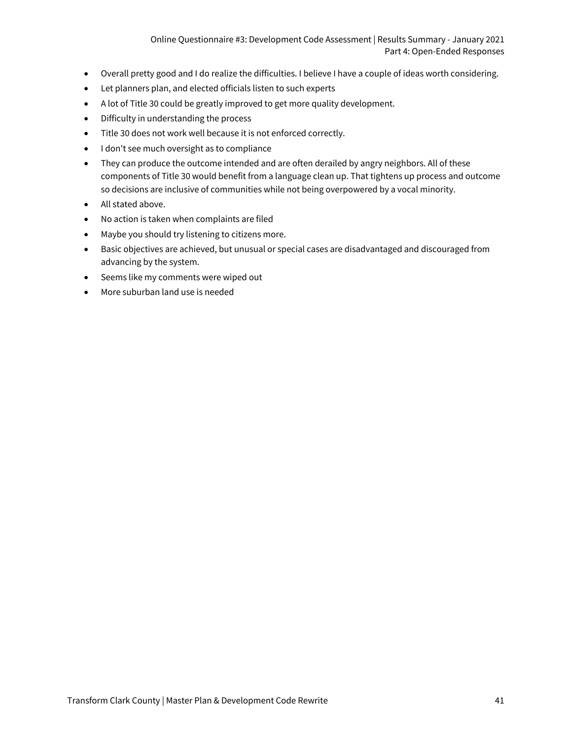- Overall pretty good and I do realize the difficulties. I believe I have a couple of ideas worth considering.
- Let planners plan, and elected officials listen to such experts
- A lot of Title 30 could be greatly improved to get more quality development.
- Difficulty in understanding the process
- Title 30 does not work well because it is not enforced correctly.
- I don't see much oversight as to compliance
- They can produce the outcome intended and are often derailed by angry neighbors. All of these components of Title 30 would benefit from a language clean up. That tightens up process and outcome so decisions are inclusive of communities while not being overpowered by a vocal minority.
- All stated above.
- No action is taken when complaints are filed
- Maybe you should try listening to citizens more.
- Basic objectives are achieved, but unusual or special cases are disadvantaged and discouraged from advancing by the system.
- Seems like my comments were wiped out
- More suburban land use is needed